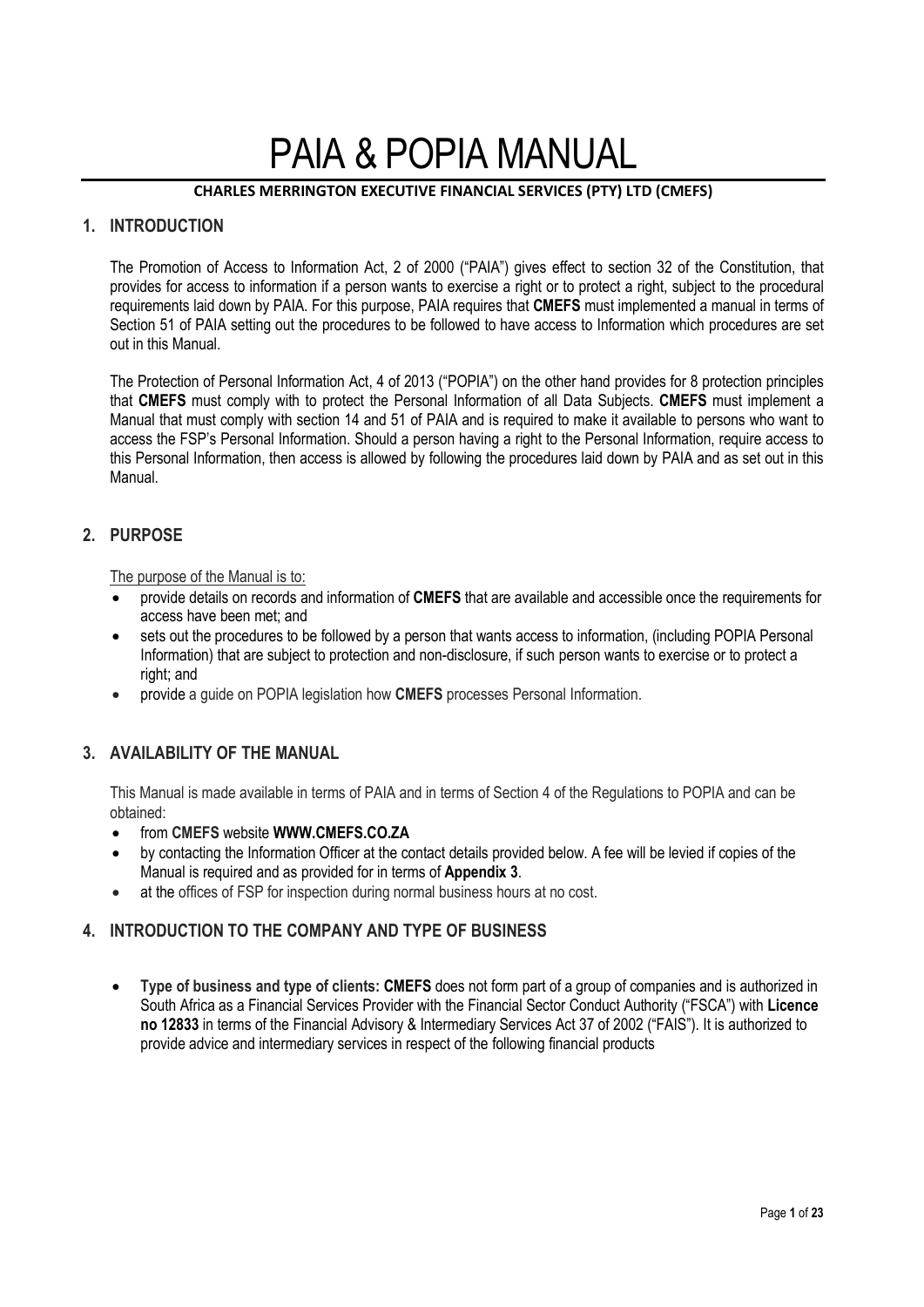# PAIA & POPIA MANUAL

**CHARLES MERRINGTON EXECUTIVE FINANCIAL SERVICES (PTY) LTD (CMEFS)**

## 1. INTRODUCTION

The Promotion of Access to Information Act, 2 of 2000 ("PAIA") gives effect to section 32 of the Constitution, that provides for access to information if a person wants to exercise a right or to protect a right, subject to the procedural requirements laid down by PAIA. For this purpose, PAIA requires that **CMEFS** must implemented a manual in terms of Section 51 of PAIA setting out the procedures to be followed to have access to Information which procedures are set out in this Manual.

The Protection of Personal Information Act, 4 of 2013 ("POPIA") on the other hand provides for 8 protection principles that **CMEFS** must comply with to protect the Personal Information of all Data Subjects. **CMEFS** must implement a Manual that must comply with section 14 and 51 of PAIA and is required to make it available to persons who want to access the FSP's Personal Information. Should a person having a right to the Personal Information, require access to this Personal Information, then access is allowed by following the procedures laid down by PAIA and as set out in this Manual.

## 2. PURPOSE

The purpose of the Manual is to:

- provide details on records and information of **CMEFS** that are available and accessible once the requirements for access have been met; and
- sets out the procedures to be followed by a person that wants access to information, (including POPIA Personal Information) that are subject to protection and non-disclosure, if such person wants to exercise or to protect a right; and
- provide a guide on POPIA legislation how **CMEFS** processes Personal Information.

## 3. AVAILABILITY OF THE MANUAL

This Manual is made available in terms of PAIA and in terms of Section 4 of the Regulations to POPIA and can be obtained:

- from **CMEFS** website **WWW.CMEFS.CO.ZA**
- by contacting the Information Officer at the contact details provided below. A fee will be levied if copies of the Manual is required and as provided for in terms of **Appendix 3**.
- at the offices of FSP for inspection during normal business hours at no cost.

## 4. INTRODUCTION TO THE COMPANY AND TYPE OF BUSINESS

- **Type of business and type of clients: CMEFS** does not form part of a group of companies and is authorized in South Africa as a Financial Services Provider with the Financial Sector Conduct Authority ("FSCA") with **Licence no 12833** in terms of the Financial Advisory & Intermediary Services Act 37 of 2002 ("FAIS"). It is authorized to provide advice and intermediary services in respect of the following financial products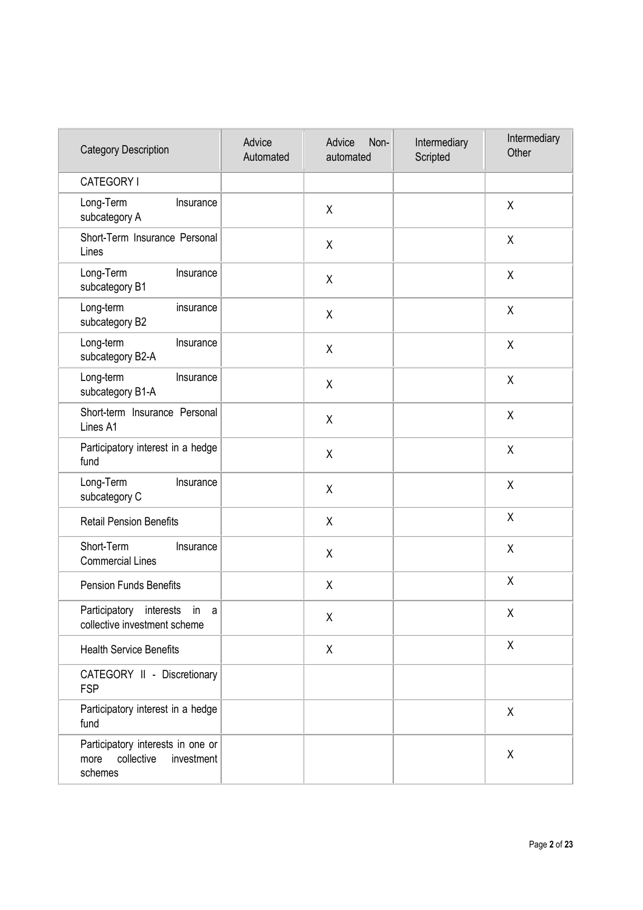| Category Description | Advice Automated | Advice Non-automated | Intermediary Scripted | Intermediary Other |
|---|---|---|---|---|
| CATEGORY I | | | | |
| Long-Term Insurance subcategory A | | X | | X |
| Short-Term Insurance Personal Lines | | X | | X |
| Long-Term Insurance subcategory B1 | | X | | X |
| Long-term insurance subcategory B2 | | X | | X |
| Long-term Insurance subcategory B2-A | | X | | X |
| Long-term Insurance subcategory B1-A | | X | | X |
| Short-term Insurance Personal Lines A1 | | X | | X |
| Participatory interest in a hedge fund | | X | | X |
| Long-Term Insurance subcategory C | | X | | X |
| Retail Pension Benefits | | X | | X |
| Short-Term Insurance Commercial Lines | | X | | X |
| Pension Funds Benefits | | X | | X |
| Participatory interests in a collective investment scheme | | X | | X |
| Health Service Benefits | | X | | X |
| CATEGORY II - Discretionary FSP | | | | |
| Participatory interest in a hedge fund | | | | X |
| Participatory interests in one or more collective investment schemes | | | | X |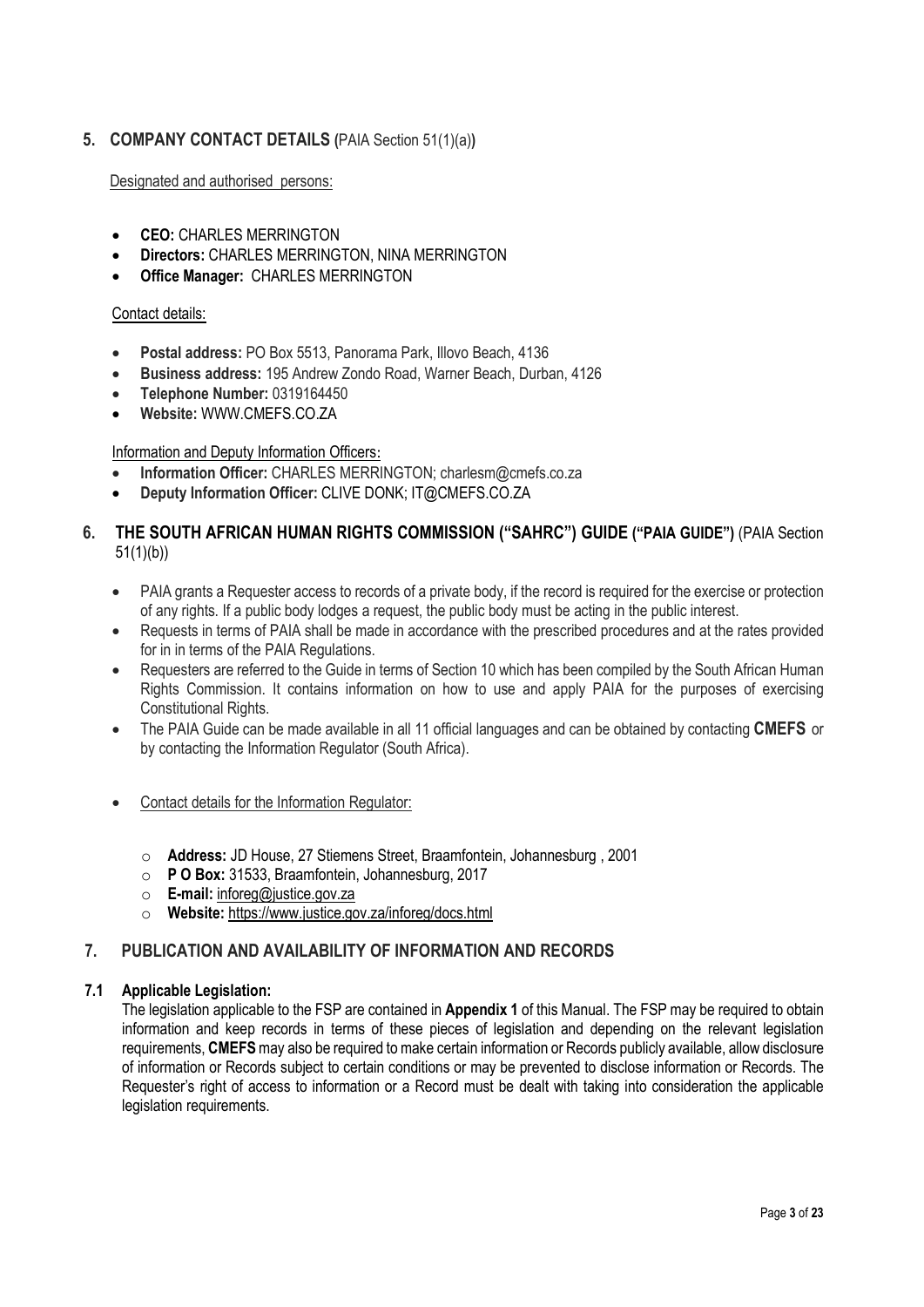## 5. COMPANY CONTACT DETAILS (PAIA Section 51(1)(a))

Designated and authorised persons:

- **CEO:** CHARLES MERRINGTON
- **Directors:** CHARLES MERRINGTON, NINA MERRINGTON
- **Office Manager:** CHARLES MERRINGTON

Contact details:

- **Postal address:** PO Box 5513, Panorama Park, Illovo Beach, 4136
- **Business address:** 195 Andrew Zondo Road, Warner Beach, Durban, 4126
- **Telephone Number:** 0319164450
- **Website:** WWW.CMEFS.CO.ZA

Information and Deputy Information Officers:

- **Information Officer:** CHARLES MERRINGTON; charlesm@cmefs.co.za
- **Deputy Information Officer:** CLIVE DONK; IT@CMEFS.CO.ZA

## 6. THE SOUTH AFRICAN HUMAN RIGHTS COMMISSION ("SAHRC") GUIDE ("PAIA GUIDE") (PAIA Section 51(1)(b))

- PAIA grants a Requester access to records of a private body, if the record is required for the exercise or protection of any rights. If a public body lodges a request, the public body must be acting in the public interest.
- Requests in terms of PAIA shall be made in accordance with the prescribed procedures and at the rates provided for in in terms of the PAIA Regulations.
- Requesters are referred to the Guide in terms of Section 10 which has been compiled by the South African Human Rights Commission. It contains information on how to use and apply PAIA for the purposes of exercising Constitutional Rights.
- The PAIA Guide can be made available in all 11 official languages and can be obtained by contacting **CMEFS** or by contacting the Information Regulator (South Africa).
- Contact details for the Information Regulator:
  - **Address:** JD House, 27 Stiemens Street, Braamfontein, Johannesburg , 2001
  - **P O Box:** 31533, Braamfontein, Johannesburg, 2017
  - **E-mail:** inforeg@justice.gov.za
  - **Website:** https://www.justice.gov.za/inforeg/docs.html

## 7. PUBLICATION AND AVAILABILITY OF INFORMATION AND RECORDS

### 7.1 Applicable Legislation:

The legislation applicable to the FSP are contained in **Appendix 1** of this Manual. The FSP may be required to obtain information and keep records in terms of these pieces of legislation and depending on the relevant legislation requirements, **CMEFS** may also be required to make certain information or Records publicly available, allow disclosure of information or Records subject to certain conditions or may be prevented to disclose information or Records. The Requester's right of access to information or a Record must be dealt with taking into consideration the applicable legislation requirements.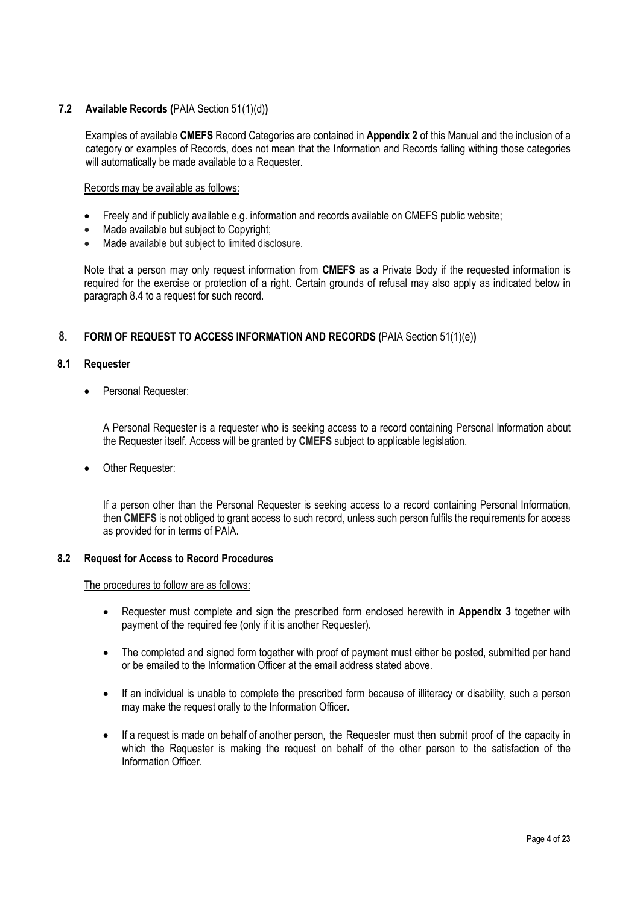### 7.2 Available Records (PAIA Section 51(1)(d))

Examples of available **CMEFS** Record Categories are contained in **Appendix 2** of this Manual and the inclusion of a category or examples of Records, does not mean that the Information and Records falling withing those categories will automatically be made available to a Requester.

Records may be available as follows:

- Freely and if publicly available e.g. information and records available on CMEFS public website;
- Made available but subject to Copyright;
- Made available but subject to limited disclosure.

Note that a person may only request information from **CMEFS** as a Private Body if the requested information is required for the exercise or protection of a right. Certain grounds of refusal may also apply as indicated below in paragraph 8.4 to a request for such record.

## 8. FORM OF REQUEST TO ACCESS INFORMATION AND RECORDS (PAIA Section 51(1)(e))

### 8.1 Requester

- Personal Requester:

  A Personal Requester is a requester who is seeking access to a record containing Personal Information about the Requester itself. Access will be granted by **CMEFS** subject to applicable legislation.

- Other Requester:

  If a person other than the Personal Requester is seeking access to a record containing Personal Information, then **CMEFS** is not obliged to grant access to such record, unless such person fulfils the requirements for access as provided for in terms of PAIA.

### 8.2 Request for Access to Record Procedures

The procedures to follow are as follows:

- Requester must complete and sign the prescribed form enclosed herewith in **Appendix 3** together with payment of the required fee (only if it is another Requester).
- The completed and signed form together with proof of payment must either be posted, submitted per hand or be emailed to the Information Officer at the email address stated above.
- If an individual is unable to complete the prescribed form because of illiteracy or disability, such a person may make the request orally to the Information Officer.
- If a request is made on behalf of another person, the Requester must then submit proof of the capacity in which the Requester is making the request on behalf of the other person to the satisfaction of the Information Officer.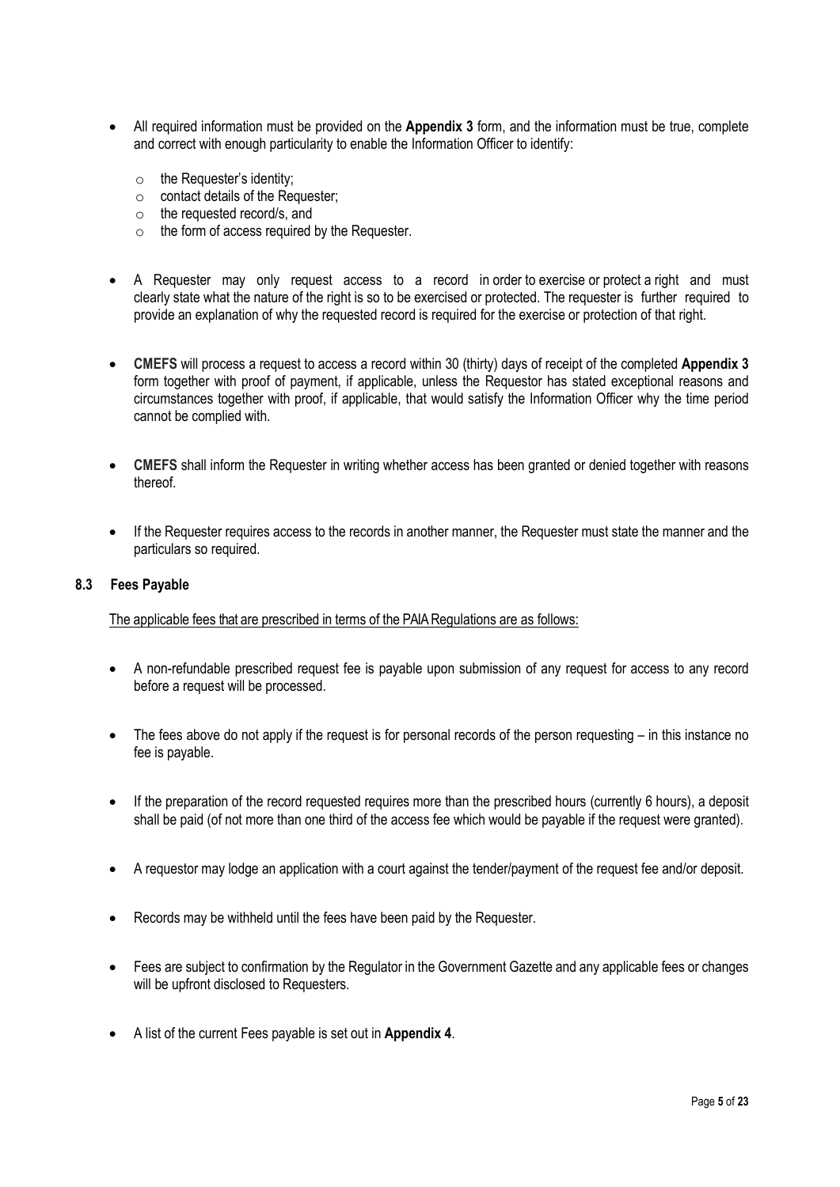- All required information must be provided on the **Appendix 3** form, and the information must be true, complete and correct with enough particularity to enable the Information Officer to identify:
  - the Requester's identity;
  - contact details of the Requester;
  - the requested record/s, and
  - the form of access required by the Requester.

- A Requester may only request access to a record in order to exercise or protect a right and must clearly state what the nature of the right is so to be exercised or protected. The requester is further required to provide an explanation of why the requested record is required for the exercise or protection of that right.

- **CMEFS** will process a request to access a record within 30 (thirty) days of receipt of the completed **Appendix 3** form together with proof of payment, if applicable, unless the Requestor has stated exceptional reasons and circumstances together with proof, if applicable, that would satisfy the Information Officer why the time period cannot be complied with.

- **CMEFS** shall inform the Requester in writing whether access has been granted or denied together with reasons thereof.

- If the Requester requires access to the records in another manner, the Requester must state the manner and the particulars so required.

### 8.3 Fees Payable

<u>The applicable fees that are prescribed in terms of the PAIA Regulations are as follows:</u>

- A non-refundable prescribed request fee is payable upon submission of any request for access to any record before a request will be processed.

- The fees above do not apply if the request is for personal records of the person requesting – in this instance no fee is payable.

- If the preparation of the record requested requires more than the prescribed hours (currently 6 hours), a deposit shall be paid (of not more than one third of the access fee which would be payable if the request were granted).

- A requestor may lodge an application with a court against the tender/payment of the request fee and/or deposit.

- Records may be withheld until the fees have been paid by the Requester.

- Fees are subject to confirmation by the Regulator in the Government Gazette and any applicable fees or changes will be upfront disclosed to Requesters.

- A list of the current Fees payable is set out in **Appendix 4**.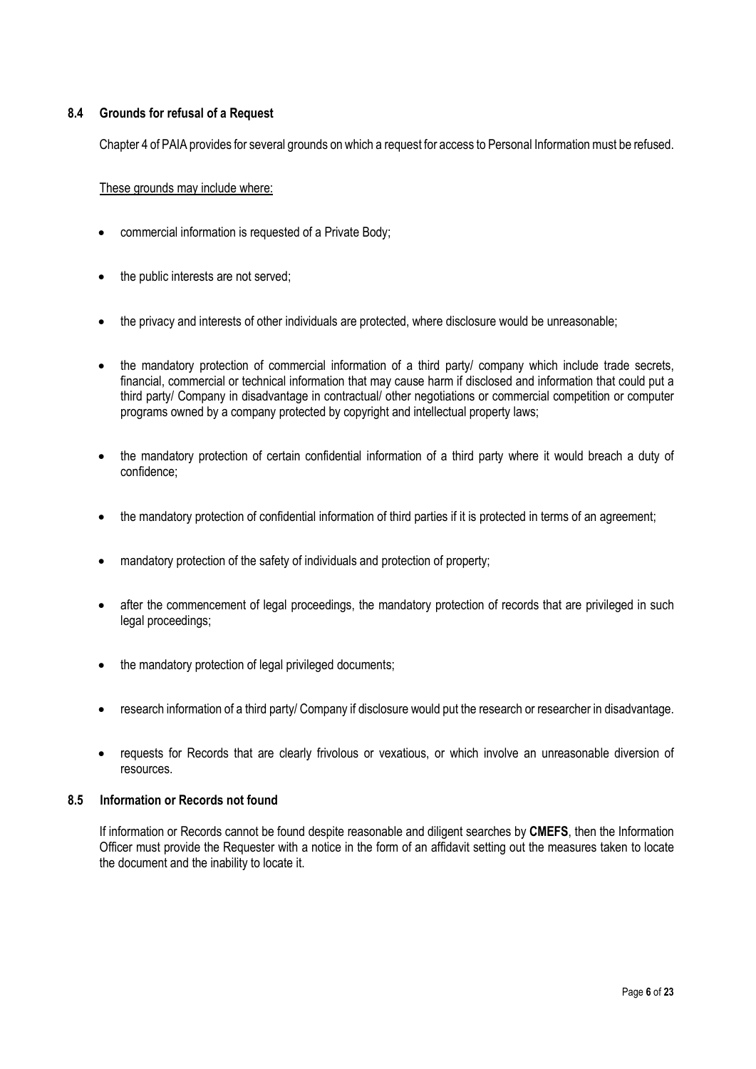### 8.4 Grounds for refusal of a Request

Chapter 4 of PAIA provides for several grounds on which a request for access to Personal Information must be refused.

<u>These grounds may include where:</u>

- commercial information is requested of a Private Body;
- the public interests are not served;
- the privacy and interests of other individuals are protected, where disclosure would be unreasonable;
- the mandatory protection of commercial information of a third party/ company which include trade secrets, financial, commercial or technical information that may cause harm if disclosed and information that could put a third party/ Company in disadvantage in contractual/ other negotiations or commercial competition or computer programs owned by a company protected by copyright and intellectual property laws;
- the mandatory protection of certain confidential information of a third party where it would breach a duty of confidence;
- the mandatory protection of confidential information of third parties if it is protected in terms of an agreement;
- mandatory protection of the safety of individuals and protection of property;
- after the commencement of legal proceedings, the mandatory protection of records that are privileged in such legal proceedings;
- the mandatory protection of legal privileged documents;
- research information of a third party/ Company if disclosure would put the research or researcher in disadvantage.
- requests for Records that are clearly frivolous or vexatious, or which involve an unreasonable diversion of resources.

### 8.5 Information or Records not found

If information or Records cannot be found despite reasonable and diligent searches by **CMEFS**, then the Information Officer must provide the Requester with a notice in the form of an affidavit setting out the measures taken to locate the document and the inability to locate it.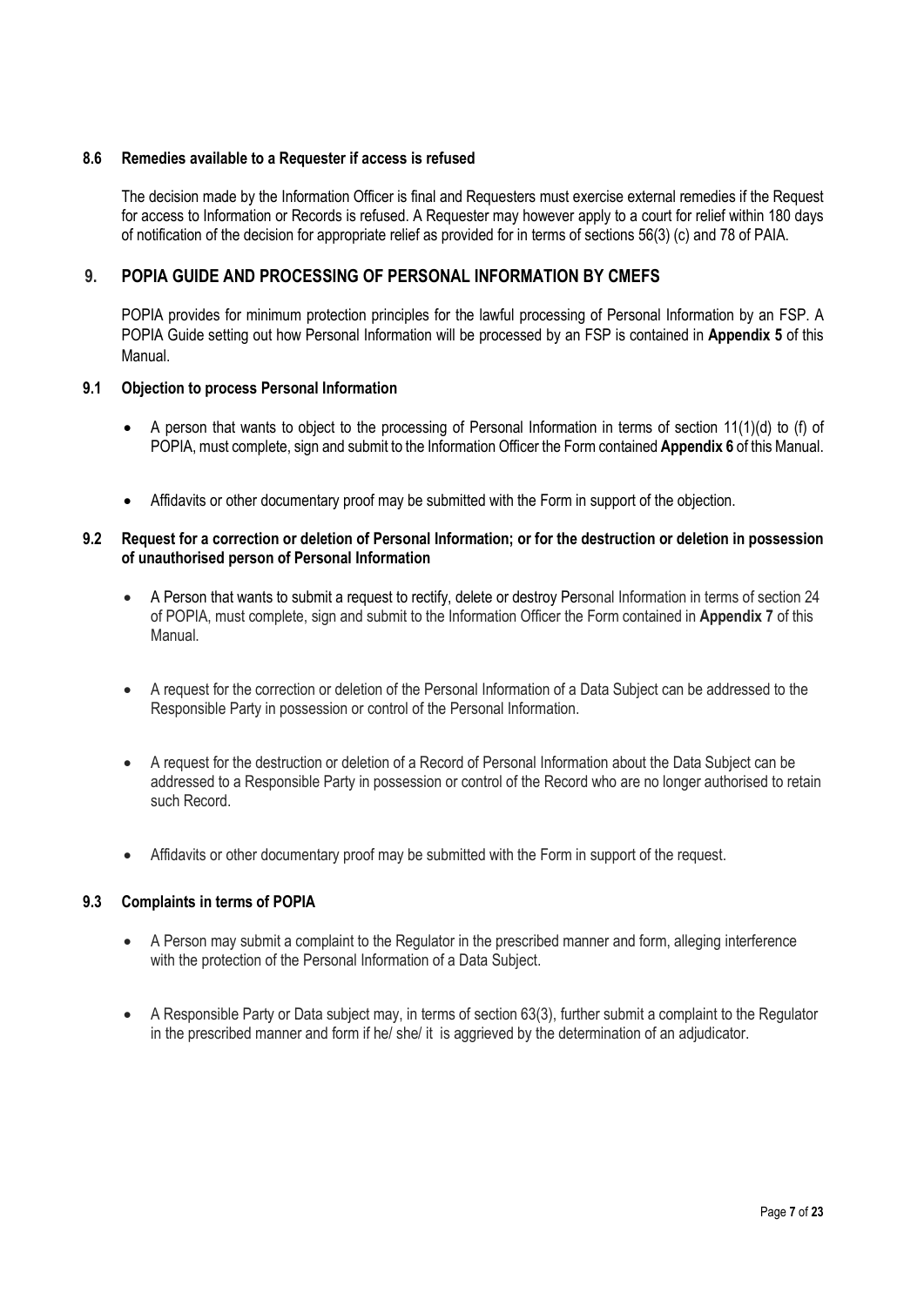### 8.6 Remedies available to a Requester if access is refused

The decision made by the Information Officer is final and Requesters must exercise external remedies if the Request for access to Information or Records is refused. A Requester may however apply to a court for relief within 180 days of notification of the decision for appropriate relief as provided for in terms of sections 56(3) (c) and 78 of PAIA.

## 9. POPIA GUIDE AND PROCESSING OF PERSONAL INFORMATION BY CMEFS

POPIA provides for minimum protection principles for the lawful processing of Personal Information by an FSP. A POPIA Guide setting out how Personal Information will be processed by an FSP is contained in **Appendix 5** of this Manual.

### 9.1 Objection to process Personal Information

- A person that wants to object to the processing of Personal Information in terms of section 11(1)(d) to (f) of POPIA, must complete, sign and submit to the Information Officer the Form contained **Appendix 6** of this Manual.
- Affidavits or other documentary proof may be submitted with the Form in support of the objection.

### 9.2 Request for a correction or deletion of Personal Information; or for the destruction or deletion in possession of unauthorised person of Personal Information

- A Person that wants to submit a request to rectify, delete or destroy Personal Information in terms of section 24 of POPIA, must complete, sign and submit to the Information Officer the Form contained in **Appendix 7** of this Manual.
- A request for the correction or deletion of the Personal Information of a Data Subject can be addressed to the Responsible Party in possession or control of the Personal Information.
- A request for the destruction or deletion of a Record of Personal Information about the Data Subject can be addressed to a Responsible Party in possession or control of the Record who are no longer authorised to retain such Record.
- Affidavits or other documentary proof may be submitted with the Form in support of the request.

### 9.3 Complaints in terms of POPIA

- A Person may submit a complaint to the Regulator in the prescribed manner and form, alleging interference with the protection of the Personal Information of a Data Subject.
- A Responsible Party or Data subject may, in terms of section 63(3), further submit a complaint to the Regulator in the prescribed manner and form if he/ she/ it is aggrieved by the determination of an adjudicator.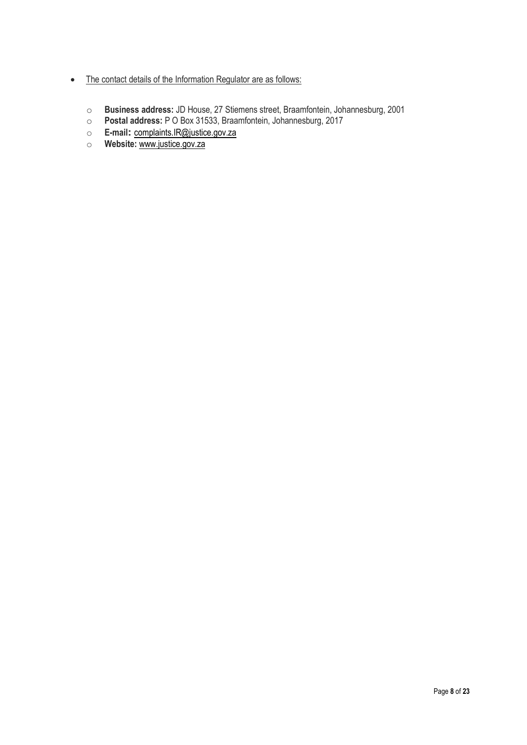- The contact details of the Information Regulator are as follows:

  - **Business address:** JD House, 27 Stiemens street, Braamfontein, Johannesburg, 2001
  - **Postal address:** P O Box 31533, Braamfontein, Johannesburg, 2017
  - **E-mail:** complaints.IR@justice.gov.za
  - **Website:** www.justice.gov.za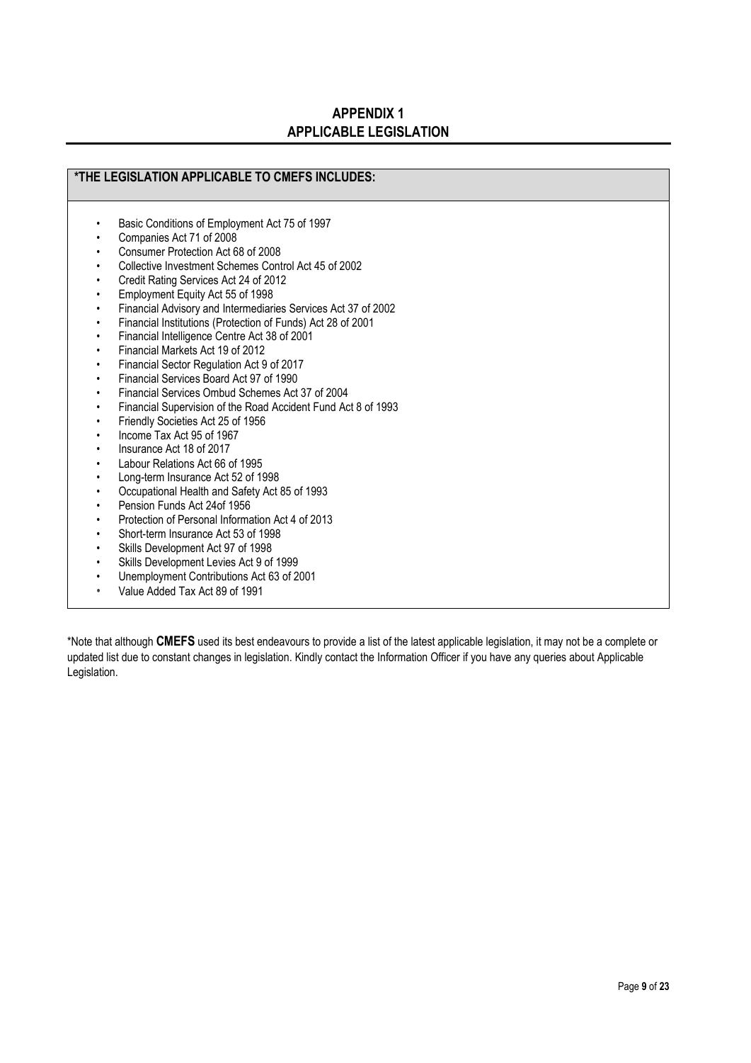## APPENDIX 1
## APPLICABLE LEGISLATION

**\*THE LEGISLATION APPLICABLE TO CMEFS INCLUDES:**

- Basic Conditions of Employment Act 75 of 1997
- Companies Act 71 of 2008
- Consumer Protection Act 68 of 2008
- Collective Investment Schemes Control Act 45 of 2002
- Credit Rating Services Act 24 of 2012
- Employment Equity Act 55 of 1998
- Financial Advisory and Intermediaries Services Act 37 of 2002
- Financial Institutions (Protection of Funds) Act 28 of 2001
- Financial Intelligence Centre Act 38 of 2001
- Financial Markets Act 19 of 2012
- Financial Sector Regulation Act 9 of 2017
- Financial Services Board Act 97 of 1990
- Financial Services Ombud Schemes Act 37 of 2004
- Financial Supervision of the Road Accident Fund Act 8 of 1993
- Friendly Societies Act 25 of 1956
- Income Tax Act 95 of 1967
- Insurance Act 18 of 2017
- Labour Relations Act 66 of 1995
- Long-term Insurance Act 52 of 1998
- Occupational Health and Safety Act 85 of 1993
- Pension Funds Act 24of 1956
- Protection of Personal Information Act 4 of 2013
- Short-term Insurance Act 53 of 1998
- Skills Development Act 97 of 1998
- Skills Development Levies Act 9 of 1999
- Unemployment Contributions Act 63 of 2001
- Value Added Tax Act 89 of 1991

\*Note that although **CMEFS** used its best endeavours to provide a list of the latest applicable legislation, it may not be a complete or updated list due to constant changes in legislation. Kindly contact the Information Officer if you have any queries about Applicable Legislation.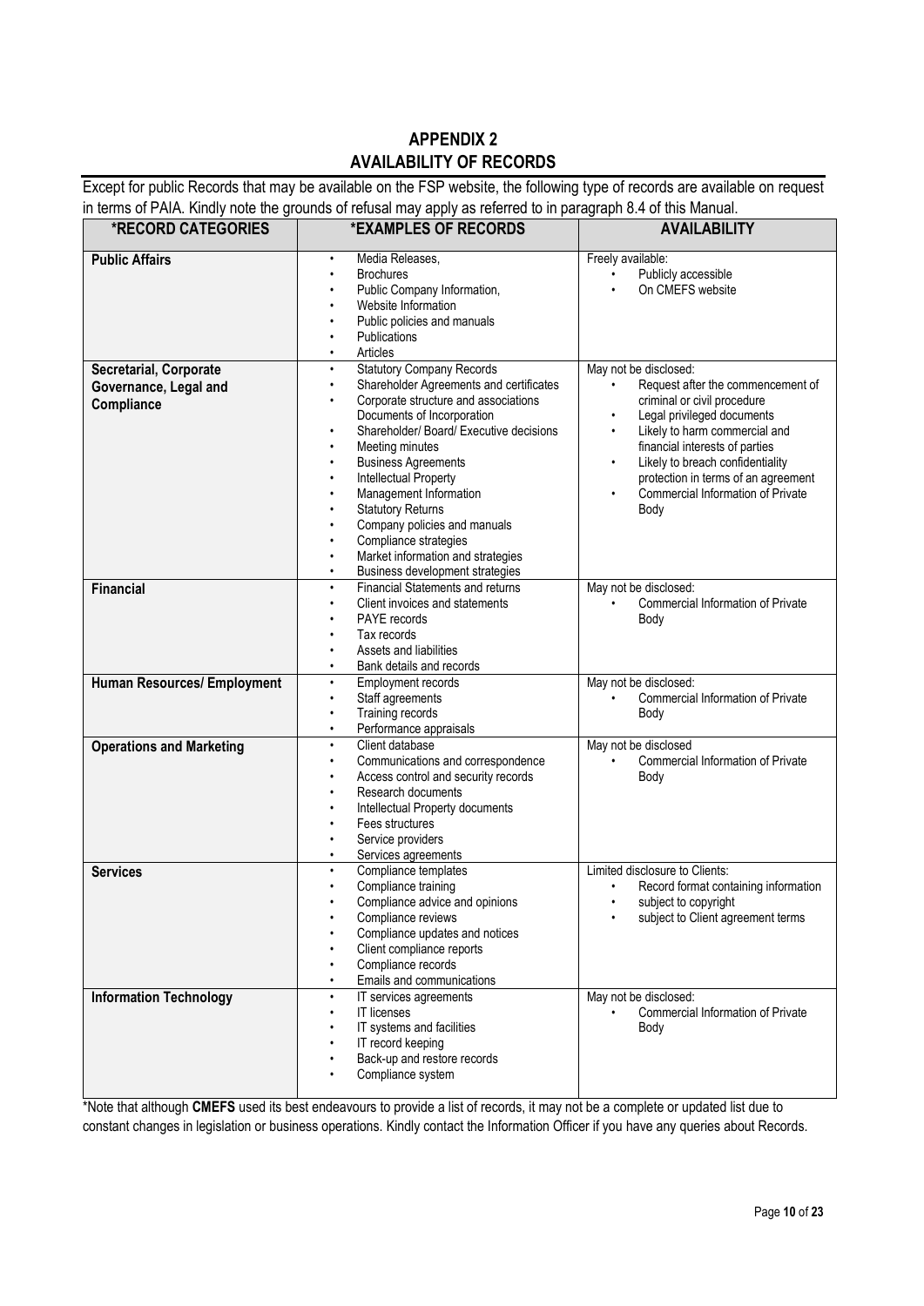## APPENDIX 2
## AVAILABILITY OF RECORDS

Except for public Records that may be available on the FSP website, the following type of records are available on request in terms of PAIA. Kindly note the grounds of refusal may apply as referred to in paragraph 8.4 of this Manual.

| *RECORD CATEGORIES | *EXAMPLES OF RECORDS | AVAILABILITY |
|---|---|---|
| **Public Affairs** | • Media Releases,<br>• Brochures<br>• Public Company Information,<br>• Website Information<br>• Public policies and manuals<br>• Publications<br>• Articles | Freely available:<br>• Publicly accessible<br>• On CMEFS website |
| **Secretarial, Corporate Governance, Legal and Compliance** | • Statutory Company Records<br>• Shareholder Agreements and certificates<br>• Corporate structure and associations Documents of Incorporation<br>• Shareholder/ Board/ Executive decisions<br>• Meeting minutes<br>• Business Agreements<br>• Intellectual Property<br>• Management Information<br>• Statutory Returns<br>• Company policies and manuals<br>• Compliance strategies<br>• Market information and strategies<br>• Business development strategies | May not be disclosed:<br>• Request after the commencement of criminal or civil procedure<br>• Legal privileged documents<br>• Likely to harm commercial and financial interests of parties<br>• Likely to breach confidentiality protection in terms of an agreement<br>• Commercial Information of Private Body |
| **Financial** | • Financial Statements and returns<br>• Client invoices and statements<br>• PAYE records<br>• Tax records<br>• Assets and liabilities<br>• Bank details and records | May not be disclosed:<br>• Commercial Information of Private Body |
| **Human Resources/ Employment** | • Employment records<br>• Staff agreements<br>• Training records<br>• Performance appraisals | May not be disclosed:<br>• Commercial Information of Private Body |
| **Operations and Marketing** | • Client database<br>• Communications and correspondence<br>• Access control and security records<br>• Research documents<br>• Intellectual Property documents<br>• Fees structures<br>• Service providers<br>• Services agreements | May not be disclosed<br>• Commercial Information of Private Body |
| **Services** | • Compliance templates<br>• Compliance training<br>• Compliance advice and opinions<br>• Compliance reviews<br>• Compliance updates and notices<br>• Client compliance reports<br>• Compliance records<br>• Emails and communications | Limited disclosure to Clients:<br>• Record format containing information<br>• subject to copyright<br>• subject to Client agreement terms |
| **Information Technology** | • IT services agreements<br>• IT licenses<br>• IT systems and facilities<br>• IT record keeping<br>• Back-up and restore records<br>• Compliance system | May not be disclosed:<br>• Commercial Information of Private Body |

*Note that although **CMEFS** used its best endeavours to provide a list of records, it may not be a complete or updated list due to constant changes in legislation or business operations. Kindly contact the Information Officer if you have any queries about Records.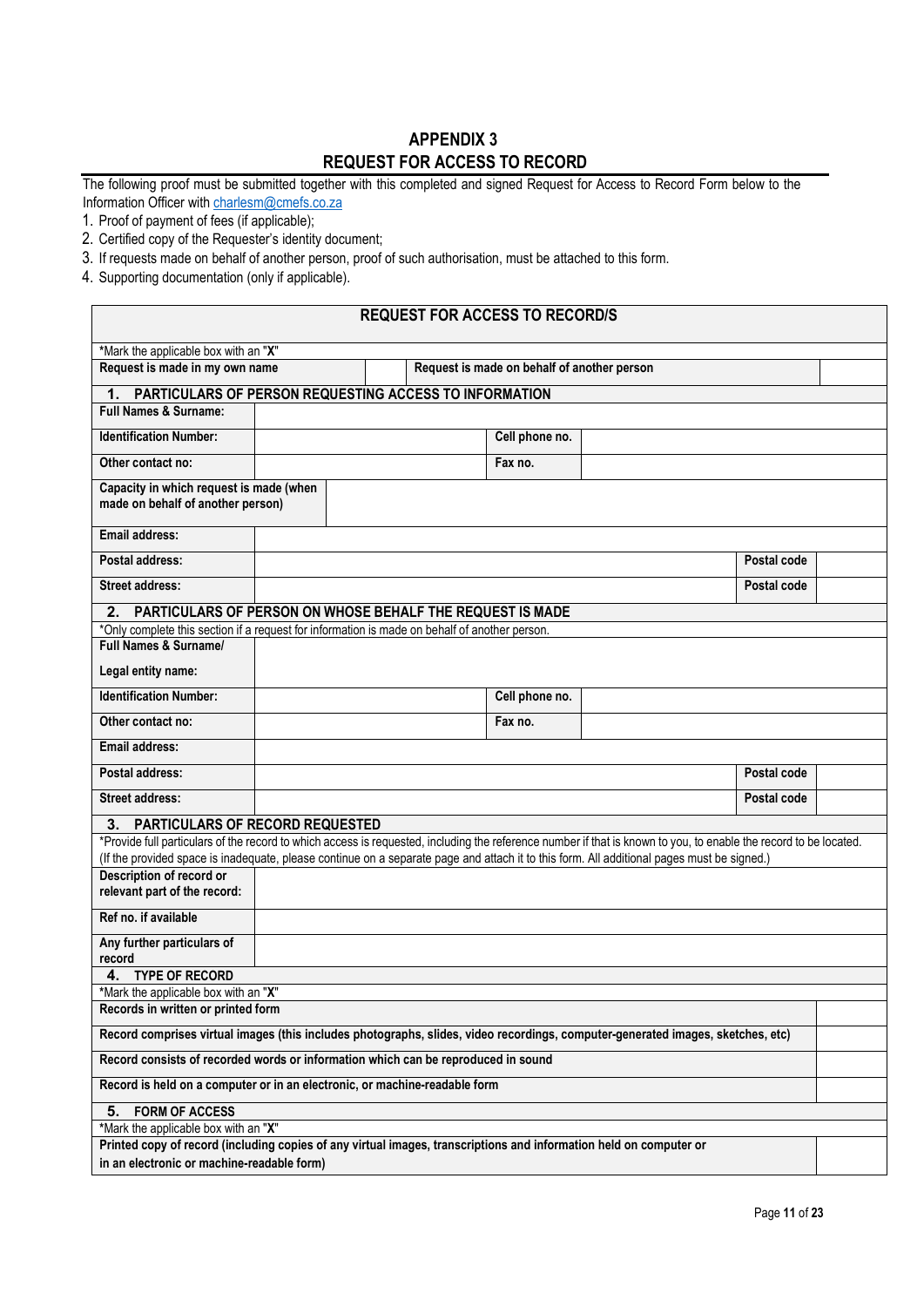# APPENDIX 3
# REQUEST FOR ACCESS TO RECORD

The following proof must be submitted together with this completed and signed Request for Access to Record Form below to the Information Officer with charlesm@cmefs.co.za

1. Proof of payment of fees (if applicable);
2. Certified copy of the Requester's identity document;
3. If requests made on behalf of another person, proof of such authorisation, must be attached to this form.
4. Supporting documentation (only if applicable).

## REQUEST FOR ACCESS TO RECORD/S

*Mark the applicable box with an "X"

| Request is made in my own name | | Request is made on behalf of another person | |
|---|---|---|---|

**1. PARTICULARS OF PERSON REQUESTING ACCESS TO INFORMATION**

| | | | |
|---|---|---|---|
| **Full Names & Surname:** | | | |
| **Identification Number:** | | **Cell phone no.** | |
| **Other contact no:** | | **Fax no.** | |
| **Capacity in which request is made (when made on behalf of another person)** | | | |
| **Email address:** | | | |
| **Postal address:** | | **Postal code** | |
| **Street address:** | | **Postal code** | |

**2. PARTICULARS OF PERSON ON WHOSE BEHALF THE REQUEST IS MADE**

*Only complete this section if a request for information is made on behalf of another person.

| | | | |
|---|---|---|---|
| **Full Names & Surname/ Legal entity name:** | | | |
| **Identification Number:** | | **Cell phone no.** | |
| **Other contact no:** | | **Fax no.** | |
| **Email address:** | | | |
| **Postal address:** | | **Postal code** | |
| **Street address:** | | **Postal code** | |

**3. PARTICULARS OF RECORD REQUESTED**

*Provide full particulars of the record to which access is requested, including the reference number if that is known to you, to enable the record to be located. (If the provided space is inadequate, please continue on a separate page and attach it to this form. All additional pages must be signed.)

| | |
|---|---|
| **Description of record or relevant part of the record:** | |
| **Ref no. if available** | |
| **Any further particulars of record** | |

**4. TYPE OF RECORD**

*Mark the applicable box with an "X"

| | |
|---|---|
| **Records in written or printed form** | |
| **Record comprises virtual images (this includes photographs, slides, video recordings, computer-generated images, sketches, etc)** | |
| **Record consists of recorded words or information which can be reproduced in sound** | |
| **Record is held on a computer or in an electronic, or machine-readable form** | |

**5. FORM OF ACCESS**

*Mark the applicable box with an "X"

| | |
|---|---|
| **Printed copy of record (including copies of any virtual images, transcriptions and information held on computer or in an electronic or machine-readable form)** | |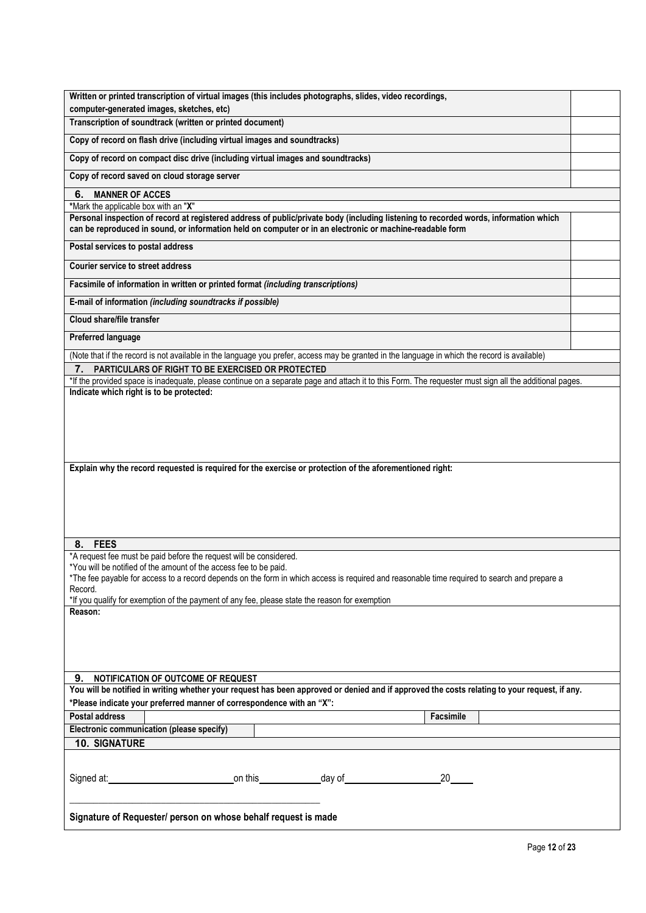| | |
|---|---|
| **Written or printed transcription of virtual images (this includes photographs, slides, video recordings, computer-generated images, sketches, etc)** | |
| **Transcription of soundtrack (written or printed document)** | |
| **Copy of record on flash drive (including virtual images and soundtracks)** | |
| **Copy of record on compact disc drive (including virtual images and soundtracks)** | |
| **Copy of record saved on cloud storage server** | |

## 6. MANNER OF ACCES

*Mark the applicable box with an "**X**"

| | |
|---|---|
| **Personal inspection of record at registered address of public/private body (including listening to recorded words, information which can be reproduced in sound, or information held on computer or in an electronic or machine-readable form** | |
| **Postal services to postal address** | |
| **Courier service to street address** | |
| **Facsimile of information in written or printed format *(including transcriptions)*** | |
| **E-mail of information *(including soundtracks if possible)*** | |
| **Cloud share/file transfer** | |
| **Preferred language** | |

(Note that if the record is not available in the language you prefer, access may be granted in the language in which the record is available)

## 7. PARTICULARS OF RIGHT TO BE EXERCISED OR PROTECTED

*If the provided space is inadequate, please continue on a separate page and attach it to this Form. The requester must sign all the additional pages.

**Indicate which right is to be protected:**

**Explain why the record requested is required for the exercise or protection of the aforementioned right:**

## 8. FEES

*A request fee must be paid before the request will be considered.
*You will be notified of the amount of the access fee to be paid.
*The fee payable for access to a record depends on the form in which access is required and reasonable time required to search and prepare a Record.
*If you qualify for exemption of the payment of any fee, please state the reason for exemption

**Reason:**

## 9. NOTIFICATION OF OUTCOME OF REQUEST

**You will be notified in writing whether your request has been approved or denied and if approved the costs relating to your request, if any.**
**\*Please indicate your preferred manner of correspondence with an "X":**

| **Postal address** | | **Facsimile** | |
|---|---|---|---|
| **Electronic communication (please specify)** | | | |

## 10. SIGNATURE

Signed at:\_\_\_\_\_\_\_\_\_\_\_\_\_\_\_\_\_\_\_\_ on this\_\_\_\_\_\_\_\_\_\_ day of\_\_\_\_\_\_\_\_\_\_\_\_\_\_\_\_ 20\_\_\_\_

\_\_\_\_\_\_\_\_\_\_\_\_\_\_\_\_\_\_\_\_\_\_\_\_\_\_\_\_\_\_\_\_\_\_\_\_\_\_\_\_

**Signature of Requester/ person on whose behalf request is made**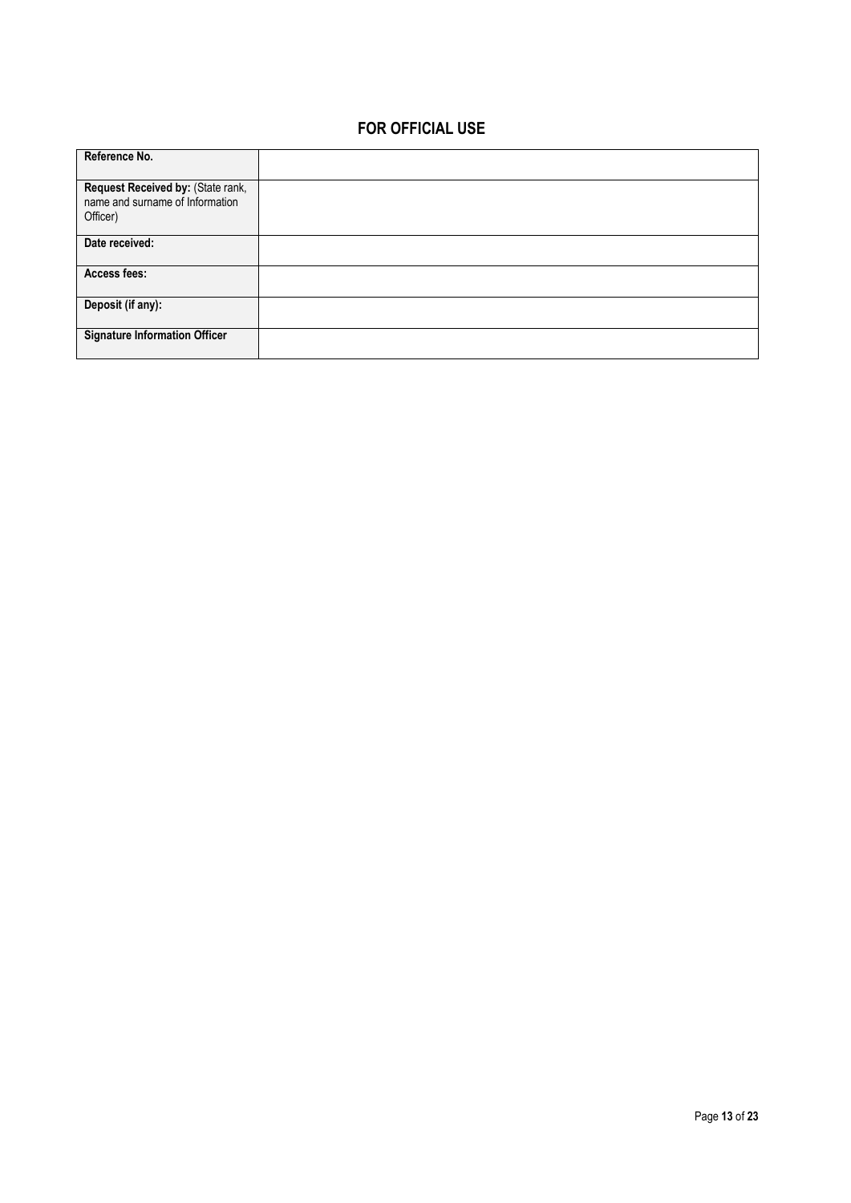## FOR OFFICIAL USE

| | |
|---|---|
| **Reference No.** | |
| **Request Received by:** (State rank, name and surname of Information Officer) | |
| **Date received:** | |
| **Access fees:** | |
| **Deposit (if any):** | |
| **Signature Information Officer** | |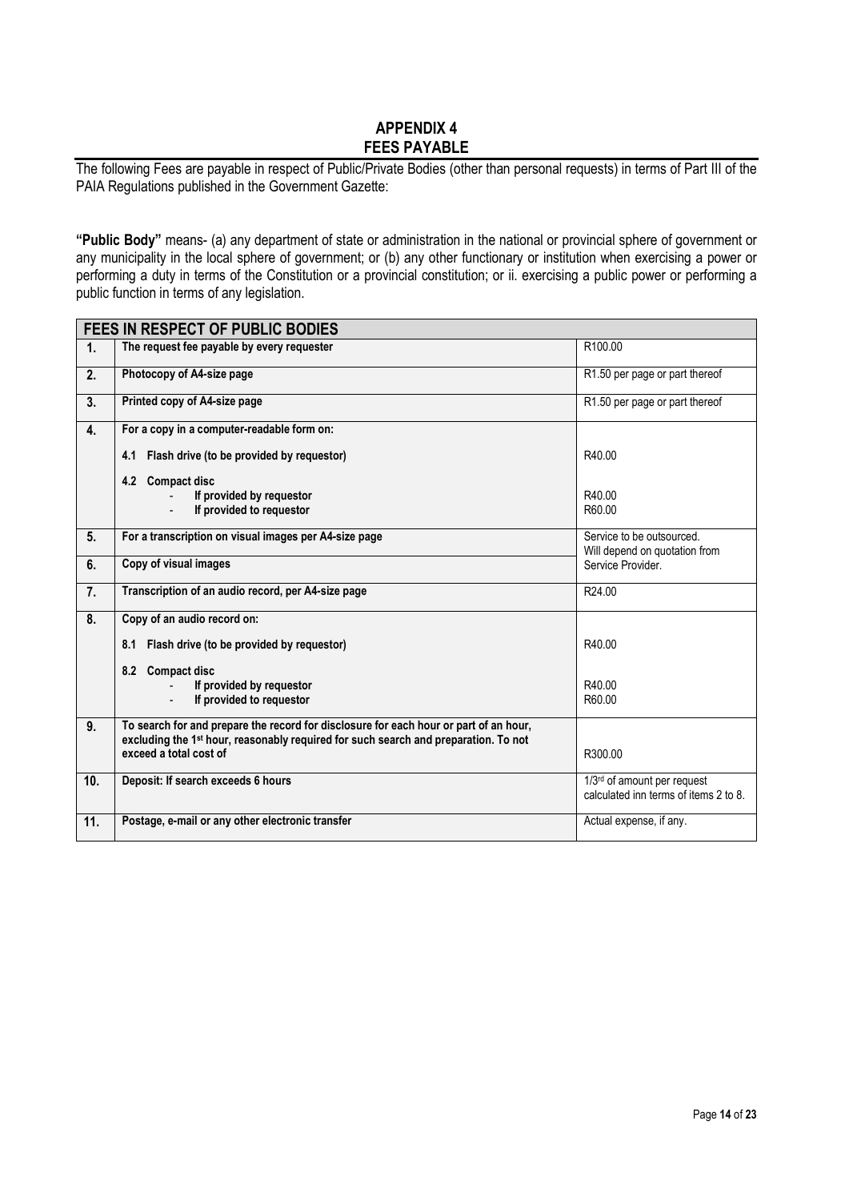## APPENDIX 4
## FEES PAYABLE

The following Fees are payable in respect of Public/Private Bodies (other than personal requests) in terms of Part III of the PAIA Regulations published in the Government Gazette:

**"Public Body"** means- (a) any department of state or administration in the national or provincial sphere of government or any municipality in the local sphere of government; or (b) any other functionary or institution when exercising a power or performing a duty in terms of the Constitution or a provincial constitution; or ii. exercising a public power or performing a public function in terms of any legislation.

| **FEES IN RESPECT OF PUBLIC BODIES** | | |
|---|---|---|
| **1.** | **The request fee payable by every requester** | R100.00 |
| **2.** | **Photocopy of A4-size page** | R1.50 per page or part thereof |
| **3.** | **Printed copy of A4-size page** | R1.50 per page or part thereof |
| **4.** | **For a copy in a computer-readable form on:**<br>**4.1 Flash drive (to be provided by requestor)**<br>**4.2 Compact disc**<br>- **If provided by requestor**<br>- **If provided to requestor** | <br>R40.00<br><br>R40.00<br>R60.00 |
| **5.** | **For a transcription on visual images per A4-size page** | Service to be outsourced. Will depend on quotation from Service Provider. |
| **6.** | **Copy of visual images** | |
| **7.** | **Transcription of an audio record, per A4-size page** | R24.00 |
| **8.** | **Copy of an audio record on:**<br>**8.1 Flash drive (to be provided by requestor)**<br>**8.2 Compact disc**<br>- **If provided by requestor**<br>- **If provided to requestor** | <br>R40.00<br><br>R40.00<br>R60.00 |
| **9.** | **To search for and prepare the record for disclosure for each hour or part of an hour, excluding the 1st hour, reasonably required for such search and preparation. To not exceed a total cost of** | R300.00 |
| **10.** | **Deposit: If search exceeds 6 hours** | 1/3rd of amount per request calculated inn terms of items 2 to 8. |
| **11.** | **Postage, e-mail or any other electronic transfer** | Actual expense, if any. |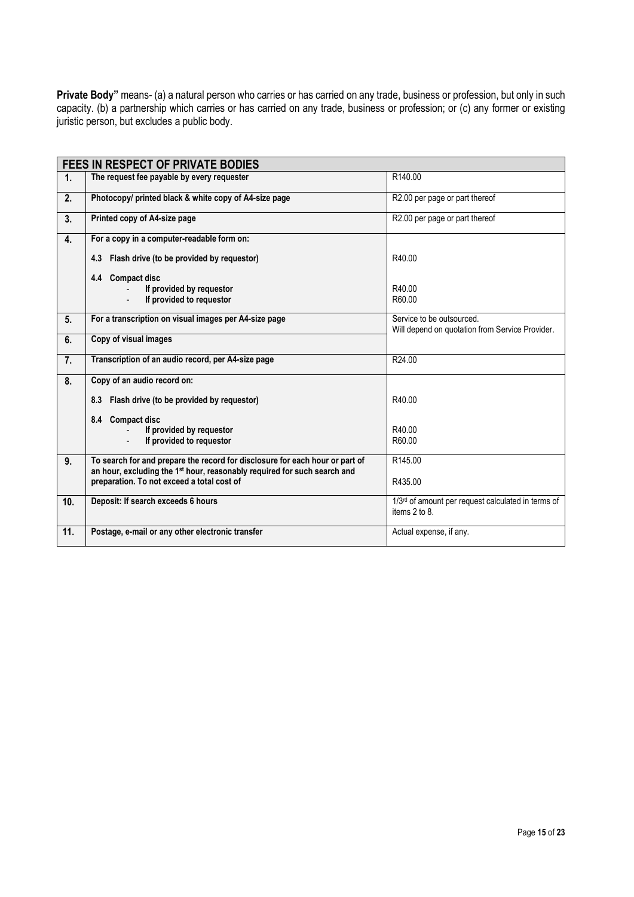**Private Body"** means- (a) a natural person who carries or has carried on any trade, business or profession, but only in such capacity. (b) a partnership which carries or has carried on any trade, business or profession; or (c) any former or existing juristic person, but excludes a public body.

| **FEES IN RESPECT OF PRIVATE BODIES** | | |
|---|---|---|
| **1.** | **The request fee payable by every requester** | R140.00 |
| **2.** | **Photocopy/ printed black & white copy of A4-size page** | R2.00 per page or part thereof |
| **3.** | **Printed copy of A4-size page** | R2.00 per page or part thereof |
| **4.** | **For a copy in a computer-readable form on:**<br><br>**4.3 Flash drive (to be provided by requestor)**<br><br>**4.4 Compact disc**<br>- **If provided by requestor**<br>- **If provided to requestor** | <br><br>R40.00<br><br><br>R40.00<br>R60.00 |
| **5.** | **For a transcription on visual images per A4-size page** | Service to be outsourced. Will depend on quotation from Service Provider. |
| **6.** | **Copy of visual images** | |
| **7.** | **Transcription of an audio record, per A4-size page** | R24.00 |
| **8.** | **Copy of an audio record on:**<br><br>**8.3 Flash drive (to be provided by requestor)**<br><br>**8.4 Compact disc**<br>- **If provided by requestor**<br>- **If provided to requestor** | <br><br>R40.00<br><br><br>R40.00<br>R60.00 |
| **9.** | **To search for and prepare the record for disclosure for each hour or part of an hour, excluding the 1st hour, reasonably required for such search and preparation. To not exceed a total cost of** | R145.00<br><br>R435.00 |
| **10.** | **Deposit: If search exceeds 6 hours** | 1/3rd of amount per request calculated in terms of items 2 to 8. |
| **11.** | **Postage, e-mail or any other electronic transfer** | Actual expense, if any. |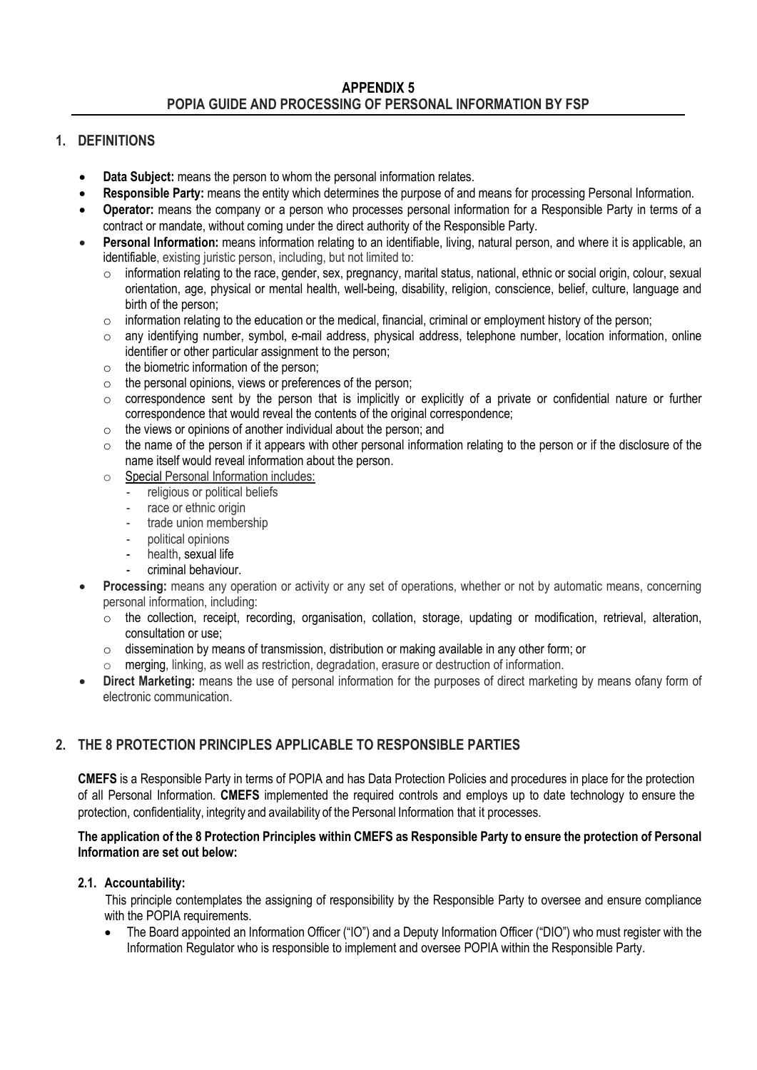## APPENDIX 5
## POPIA GUIDE AND PROCESSING OF PERSONAL INFORMATION BY FSP

## 1. DEFINITIONS

- **Data Subject:** means the person to whom the personal information relates.
- **Responsible Party:** means the entity which determines the purpose of and means for processing Personal Information.
- **Operator:** means the company or a person who processes personal information for a Responsible Party in terms of a contract or mandate, without coming under the direct authority of the Responsible Party.
- **Personal Information:** means information relating to an identifiable, living, natural person, and where it is applicable, an identifiable, existing juristic person, including, but not limited to:
  - information relating to the race, gender, sex, pregnancy, marital status, national, ethnic or social origin, colour, sexual orientation, age, physical or mental health, well-being, disability, religion, conscience, belief, culture, language and birth of the person;
  - information relating to the education or the medical, financial, criminal or employment history of the person;
  - any identifying number, symbol, e-mail address, physical address, telephone number, location information, online identifier or other particular assignment to the person;
  - the biometric information of the person;
  - the personal opinions, views or preferences of the person;
  - correspondence sent by the person that is implicitly or explicitly of a private or confidential nature or further correspondence that would reveal the contents of the original correspondence;
  - the views or opinions of another individual about the person; and
  - the name of the person if it appears with other personal information relating to the person or if the disclosure of the name itself would reveal information about the person.
  - Special Personal Information includes:
    - religious or political beliefs
    - race or ethnic origin
    - trade union membership
    - political opinions
    - health, sexual life
    - criminal behaviour.
- **Processing:** means any operation or activity or any set of operations, whether or not by automatic means, concerning personal information, including:
  - the collection, receipt, recording, organisation, collation, storage, updating or modification, retrieval, alteration, consultation or use;
  - dissemination by means of transmission, distribution or making available in any other form; or
  - merging, linking, as well as restriction, degradation, erasure or destruction of information.
- **Direct Marketing:** means the use of personal information for the purposes of direct marketing by means ofany form of electronic communication.

## 2. THE 8 PROTECTION PRINCIPLES APPLICABLE TO RESPONSIBLE PARTIES

**CMEFS** is a Responsible Party in terms of POPIA and has Data Protection Policies and procedures in place for the protection of all Personal Information. **CMEFS** implemented the required controls and employs up to date technology to ensure the protection, confidentiality, integrity and availability of the Personal Information that it processes.

**The application of the 8 Protection Principles within CMEFS as Responsible Party to ensure the protection of Personal Information are set out below:**

### 2.1. Accountability:

This principle contemplates the assigning of responsibility by the Responsible Party to oversee and ensure compliance with the POPIA requirements.

- The Board appointed an Information Officer ("IO") and a Deputy Information Officer ("DIO") who must register with the Information Regulator who is responsible to implement and oversee POPIA within the Responsible Party.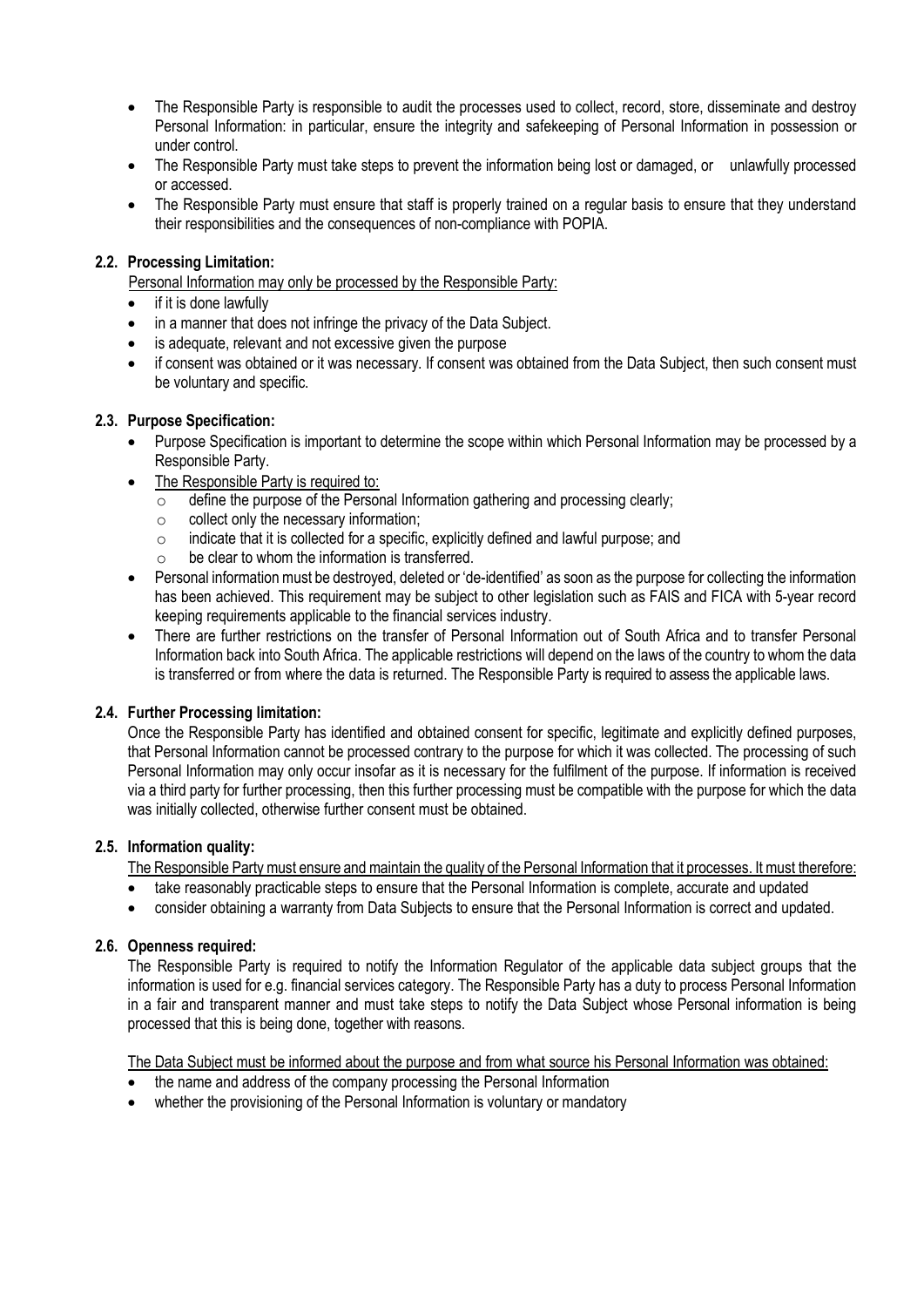- The Responsible Party is responsible to audit the processes used to collect, record, store, disseminate and destroy Personal Information: in particular, ensure the integrity and safekeeping of Personal Information in possession or under control.
- The Responsible Party must take steps to prevent the information being lost or damaged, or unlawfully processed or accessed.
- The Responsible Party must ensure that staff is properly trained on a regular basis to ensure that they understand their responsibilities and the consequences of non-compliance with POPIA.

### 2.2. Processing Limitation:

Personal Information may only be processed by the Responsible Party:

- if it is done lawfully
- in a manner that does not infringe the privacy of the Data Subject.
- is adequate, relevant and not excessive given the purpose
- if consent was obtained or it was necessary. If consent was obtained from the Data Subject, then such consent must be voluntary and specific.

### 2.3. Purpose Specification:

- Purpose Specification is important to determine the scope within which Personal Information may be processed by a Responsible Party.
- The Responsible Party is required to:
  - define the purpose of the Personal Information gathering and processing clearly;
  - collect only the necessary information;
  - indicate that it is collected for a specific, explicitly defined and lawful purpose; and
  - be clear to whom the information is transferred.
- Personal information must be destroyed, deleted or 'de-identified' as soon as the purpose for collecting the information has been achieved. This requirement may be subject to other legislation such as FAIS and FICA with 5-year record keeping requirements applicable to the financial services industry.
- There are further restrictions on the transfer of Personal Information out of South Africa and to transfer Personal Information back into South Africa. The applicable restrictions will depend on the laws of the country to whom the data is transferred or from where the data is returned. The Responsible Party is required to assess the applicable laws.

### 2.4. Further Processing limitation:

Once the Responsible Party has identified and obtained consent for specific, legitimate and explicitly defined purposes, that Personal Information cannot be processed contrary to the purpose for which it was collected. The processing of such Personal Information may only occur insofar as it is necessary for the fulfilment of the purpose. If information is received via a third party for further processing, then this further processing must be compatible with the purpose for which the data was initially collected, otherwise further consent must be obtained.

### 2.5. Information quality:

The Responsible Party must ensure and maintain the quality of the Personal Information that it processes. It must therefore:

- take reasonably practicable steps to ensure that the Personal Information is complete, accurate and updated
- consider obtaining a warranty from Data Subjects to ensure that the Personal Information is correct and updated.

### 2.6. Openness required:

The Responsible Party is required to notify the Information Regulator of the applicable data subject groups that the information is used for e.g. financial services category. The Responsible Party has a duty to process Personal Information in a fair and transparent manner and must take steps to notify the Data Subject whose Personal information is being processed that this is being done, together with reasons.

The Data Subject must be informed about the purpose and from what source his Personal Information was obtained:

- the name and address of the company processing the Personal Information
- whether the provisioning of the Personal Information is voluntary or mandatory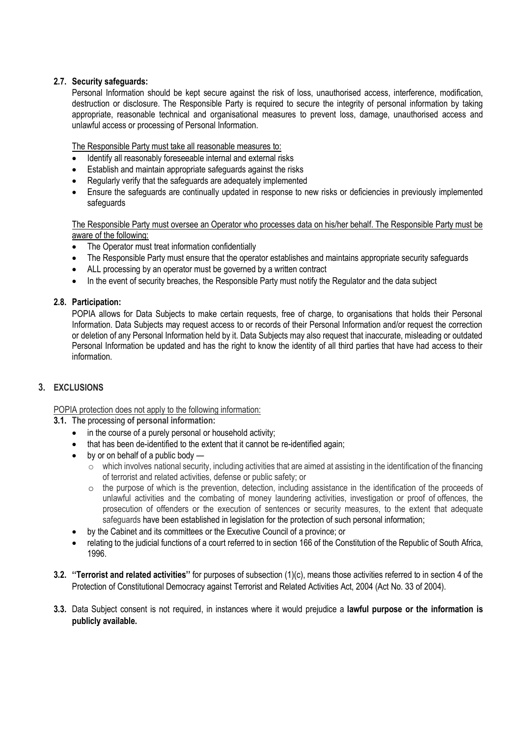### 2.7. Security safeguards:

Personal Information should be kept secure against the risk of loss, unauthorised access, interference, modification, destruction or disclosure. The Responsible Party is required to secure the integrity of personal information by taking appropriate, reasonable technical and organisational measures to prevent loss, damage, unauthorised access and unlawful access or processing of Personal Information.

The Responsible Party must take all reasonable measures to:

- Identify all reasonably foreseeable internal and external risks
- Establish and maintain appropriate safeguards against the risks
- Regularly verify that the safeguards are adequately implemented
- Ensure the safeguards are continually updated in response to new risks or deficiencies in previously implemented safeguards

The Responsible Party must oversee an Operator who processes data on his/her behalf. The Responsible Party must be aware of the following:

- The Operator must treat information confidentially
- The Responsible Party must ensure that the operator establishes and maintains appropriate security safeguards
- ALL processing by an operator must be governed by a written contract
- In the event of security breaches, the Responsible Party must notify the Regulator and the data subject

### 2.8. Participation:

POPIA allows for Data Subjects to make certain requests, free of charge, to organisations that holds their Personal Information. Data Subjects may request access to or records of their Personal Information and/or request the correction or deletion of any Personal Information held by it. Data Subjects may also request that inaccurate, misleading or outdated Personal Information be updated and has the right to know the identity of all third parties that have had access to their information.

## 3. EXCLUSIONS

POPIA protection does not apply to the following information:

**3.1.** The processing **of personal information:**

- in the course of a purely personal or household activity;
- that has been de-identified to the extent that it cannot be re-identified again;
- by or on behalf of a public body —
  - which involves national security, including activities that are aimed at assisting in the identification of the financing of terrorist and related activities, defense or public safety; or
  - the purpose of which is the prevention, detection, including assistance in the identification of the proceeds of unlawful activities and the combating of money laundering activities, investigation or proof of offences, the prosecution of offenders or the execution of sentences or security measures, to the extent that adequate safeguards have been established in legislation for the protection of such personal information;
- by the Cabinet and its committees or the Executive Council of a province; or
- relating to the judicial functions of a court referred to in section 166 of the Constitution of the Republic of South Africa, 1996.

**3.2. ''Terrorist and related activities''** for purposes of subsection (1)(c), means those activities referred to in section 4 of the Protection of Constitutional Democracy against Terrorist and Related Activities Act, 2004 (Act No. 33 of 2004).

**3.3.** Data Subject consent is not required, in instances where it would prejudice a **lawful purpose or the information is publicly available.**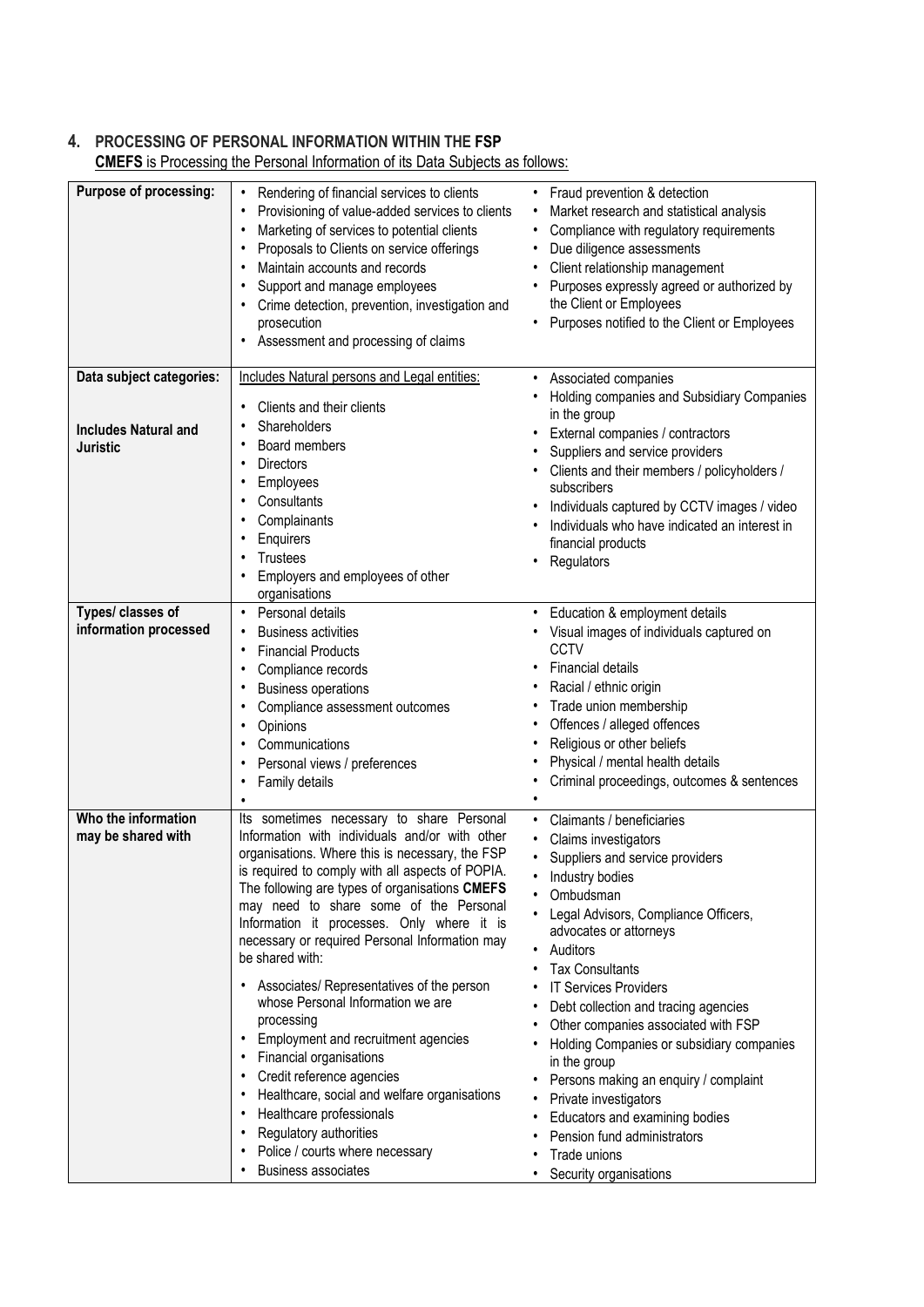## 4. PROCESSING OF PERSONAL INFORMATION WITHIN THE FSP

**CMEFS** is Processing the Personal Information of its Data Subjects as follows:

| | | |
|---|---|---|
| **Purpose of processing:** | • Rendering of financial services to clients<br>• Provisioning of value-added services to clients<br>• Marketing of services to potential clients<br>• Proposals to Clients on service offerings<br>• Maintain accounts and records<br>• Support and manage employees<br>• Crime detection, prevention, investigation and prosecution<br>• Assessment and processing of claims | • Fraud prevention & detection<br>• Market research and statistical analysis<br>• Compliance with regulatory requirements<br>• Due diligence assessments<br>• Client relationship management<br>• Purposes expressly agreed or authorized by the Client or Employees<br>• Purposes notified to the Client or Employees |
| **Data subject categories:**<br><br>**Includes Natural and Juristic** | Includes Natural persons and Legal entities:<br><br>• Clients and their clients<br>• Shareholders<br>• Board members<br>• Directors<br>• Employees<br>• Consultants<br>• Complainants<br>• Enquirers<br>• Trustees<br>• Employers and employees of other organisations | • Associated companies<br>• Holding companies and Subsidiary Companies in the group<br>• External companies / contractors<br>• Suppliers and service providers<br>• Clients and their members / policyholders / subscribers<br>• Individuals captured by CCTV images / video<br>• Individuals who have indicated an interest in financial products<br>• Regulators |
| **Types/ classes of information processed** | • Personal details<br>• Business activities<br>• Financial Products<br>• Compliance records<br>• Business operations<br>• Compliance assessment outcomes<br>• Opinions<br>• Communications<br>• Personal views / preferences<br>• Family details<br>• | • Education & employment details<br>• Visual images of individuals captured on CCTV<br>• Financial details<br>• Racial / ethnic origin<br>• Trade union membership<br>• Offences / alleged offences<br>• Religious or other beliefs<br>• Physical / mental health details<br>• Criminal proceedings, outcomes & sentences<br>• |
| **Who the information may be shared with** | Its sometimes necessary to share Personal Information with individuals and/or with other organisations. Where this is necessary, the FSP is required to comply with all aspects of POPIA. The following are types of organisations **CMEFS** may need to share some of the Personal Information it processes. Only where it is necessary or required Personal Information may be shared with:<br><br>• Associates/ Representatives of the person whose Personal Information we are processing<br>• Employment and recruitment agencies<br>• Financial organisations<br>• Credit reference agencies<br>• Healthcare, social and welfare organisations<br>• Healthcare professionals<br>• Regulatory authorities<br>• Police / courts where necessary<br>• Business associates | • Claimants / beneficiaries<br>• Claims investigators<br>• Suppliers and service providers<br>• Industry bodies<br>• Ombudsman<br>• Legal Advisors, Compliance Officers, advocates or attorneys<br>• Auditors<br>• Tax Consultants<br>• IT Services Providers<br>• Debt collection and tracing agencies<br>• Other companies associated with FSP<br>• Holding Companies or subsidiary companies in the group<br>• Persons making an enquiry / complaint<br>• Private investigators<br>• Educators and examining bodies<br>• Pension fund administrators<br>• Trade unions<br>• Security organisations |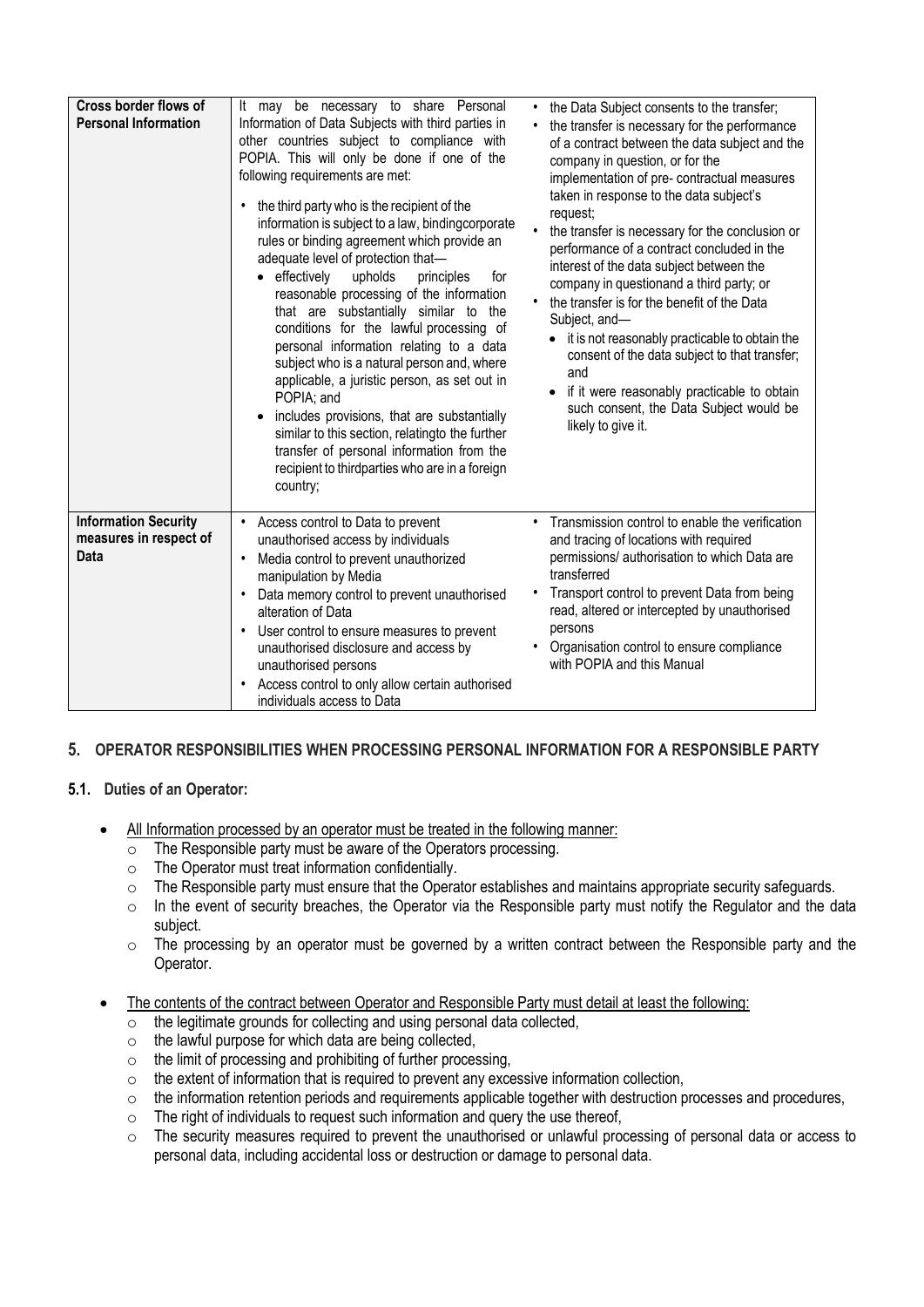| **Cross border flows of Personal Information** | It may be necessary to share Personal Information of Data Subjects with third parties in other countries subject to compliance with POPIA. This will only be done if one of the following requirements are met:<br><br>• the third party who is the recipient of the information is subject to a law, bindingcorporate rules or binding agreement which provide an adequate level of protection that—<br>&nbsp;&nbsp;• effectively upholds principles for reasonable processing of the information that are substantially similar to the conditions for the lawful processing of personal information relating to a data subject who is a natural person and, where applicable, a juristic person, as set out in POPIA; and<br>&nbsp;&nbsp;• includes provisions, that are substantially similar to this section, relatingto the further transfer of personal information from the recipient to thirdparties who are in a foreign country; | • the Data Subject consents to the transfer;<br>• the transfer is necessary for the performance of a contract between the data subject and the company in question, or for the implementation of pre- contractual measures taken in response to the data subject's request;<br>• the transfer is necessary for the conclusion or performance of a contract concluded in the interest of the data subject between the company in questionand a third party; or<br>• the transfer is for the benefit of the Data Subject, and—<br>&nbsp;&nbsp;• it is not reasonably practicable to obtain the consent of the data subject to that transfer; and<br>&nbsp;&nbsp;• if it were reasonably practicable to obtain such consent, the Data Subject would be likely to give it. |
|---|---|---|
| **Information Security measures in respect of Data** | • Access control to Data to prevent unauthorised access by individuals<br>• Media control to prevent unauthorized manipulation by Media<br>• Data memory control to prevent unauthorised alteration of Data<br>• User control to ensure measures to prevent unauthorised disclosure and access by unauthorised persons<br>• Access control to only allow certain authorised individuals access to Data | • Transmission control to enable the verification and tracing of locations with required permissions/ authorisation to which Data are transferred<br>• Transport control to prevent Data from being read, altered or intercepted by unauthorised persons<br>• Organisation control to ensure compliance with POPIA and this Manual |

## 5. OPERATOR RESPONSIBILITIES WHEN PROCESSING PERSONAL INFORMATION FOR A RESPONSIBLE PARTY

### 5.1. Duties of an Operator:

- All Information processed by an operator must be treated in the following manner:
  - The Responsible party must be aware of the Operators processing.
  - The Operator must treat information confidentially.
  - The Responsible party must ensure that the Operator establishes and maintains appropriate security safeguards.
  - In the event of security breaches, the Operator via the Responsible party must notify the Regulator and the data subject.
  - The processing by an operator must be governed by a written contract between the Responsible party and the Operator.

- The contents of the contract between Operator and Responsible Party must detail at least the following:
  - the legitimate grounds for collecting and using personal data collected,
  - the lawful purpose for which data are being collected,
  - the limit of processing and prohibiting of further processing,
  - the extent of information that is required to prevent any excessive information collection,
  - the information retention periods and requirements applicable together with destruction processes and procedures,
  - The right of individuals to request such information and query the use thereof,
  - The security measures required to prevent the unauthorised or unlawful processing of personal data or access to personal data, including accidental loss or destruction or damage to personal data.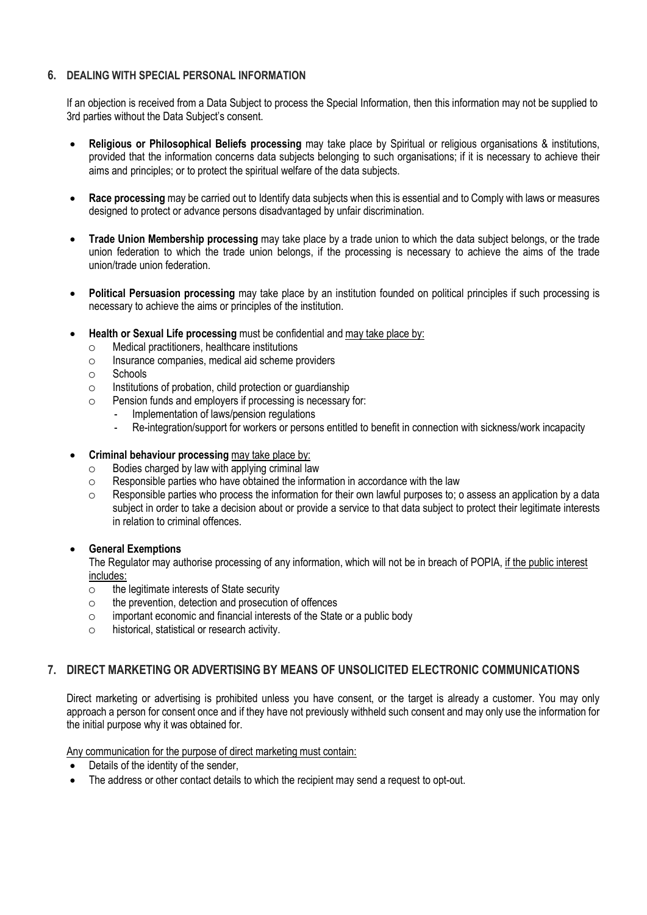## 6. DEALING WITH SPECIAL PERSONAL INFORMATION

If an objection is received from a Data Subject to process the Special Information, then this information may not be supplied to 3rd parties without the Data Subject's consent.

- **Religious or Philosophical Beliefs processing** may take place by Spiritual or religious organisations & institutions, provided that the information concerns data subjects belonging to such organisations; if it is necessary to achieve their aims and principles; or to protect the spiritual welfare of the data subjects.

- **Race processing** may be carried out to Identify data subjects when this is essential and to Comply with laws or measures designed to protect or advance persons disadvantaged by unfair discrimination.

- **Trade Union Membership processing** may take place by a trade union to which the data subject belongs, or the trade union federation to which the trade union belongs, if the processing is necessary to achieve the aims of the trade union/trade union federation.

- **Political Persuasion processing** may take place by an institution founded on political principles if such processing is necessary to achieve the aims or principles of the institution.

- **Health or Sexual Life processing** must be confidential and <u>may take place by:</u>
  - Medical practitioners, healthcare institutions
  - Insurance companies, medical aid scheme providers
  - Schools
  - Institutions of probation, child protection or guardianship
  - Pension funds and employers if processing is necessary for:
    - Implementation of laws/pension regulations
    - Re-integration/support for workers or persons entitled to benefit in connection with sickness/work incapacity

- **Criminal behaviour processing** <u>may take place by:</u>
  - Bodies charged by law with applying criminal law
  - Responsible parties who have obtained the information in accordance with the law
  - Responsible parties who process the information for their own lawful purposes to; o assess an application by a data subject in order to take a decision about or provide a service to that data subject to protect their legitimate interests in relation to criminal offences.

- **General Exemptions**

  The Regulator may authorise processing of any information, which will not be in breach of POPIA, <u>if the public interest includes:</u>
  - the legitimate interests of State security
  - the prevention, detection and prosecution of offences
  - important economic and financial interests of the State or a public body
  - historical, statistical or research activity.

## 7. DIRECT MARKETING OR ADVERTISING BY MEANS OF UNSOLICITED ELECTRONIC COMMUNICATIONS

Direct marketing or advertising is prohibited unless you have consent, or the target is already a customer. You may only approach a person for consent once and if they have not previously withheld such consent and may only use the information for the initial purpose why it was obtained for.

<u>Any communication for the purpose of direct marketing must contain:</u>

- Details of the identity of the sender,
- The address or other contact details to which the recipient may send a request to opt-out.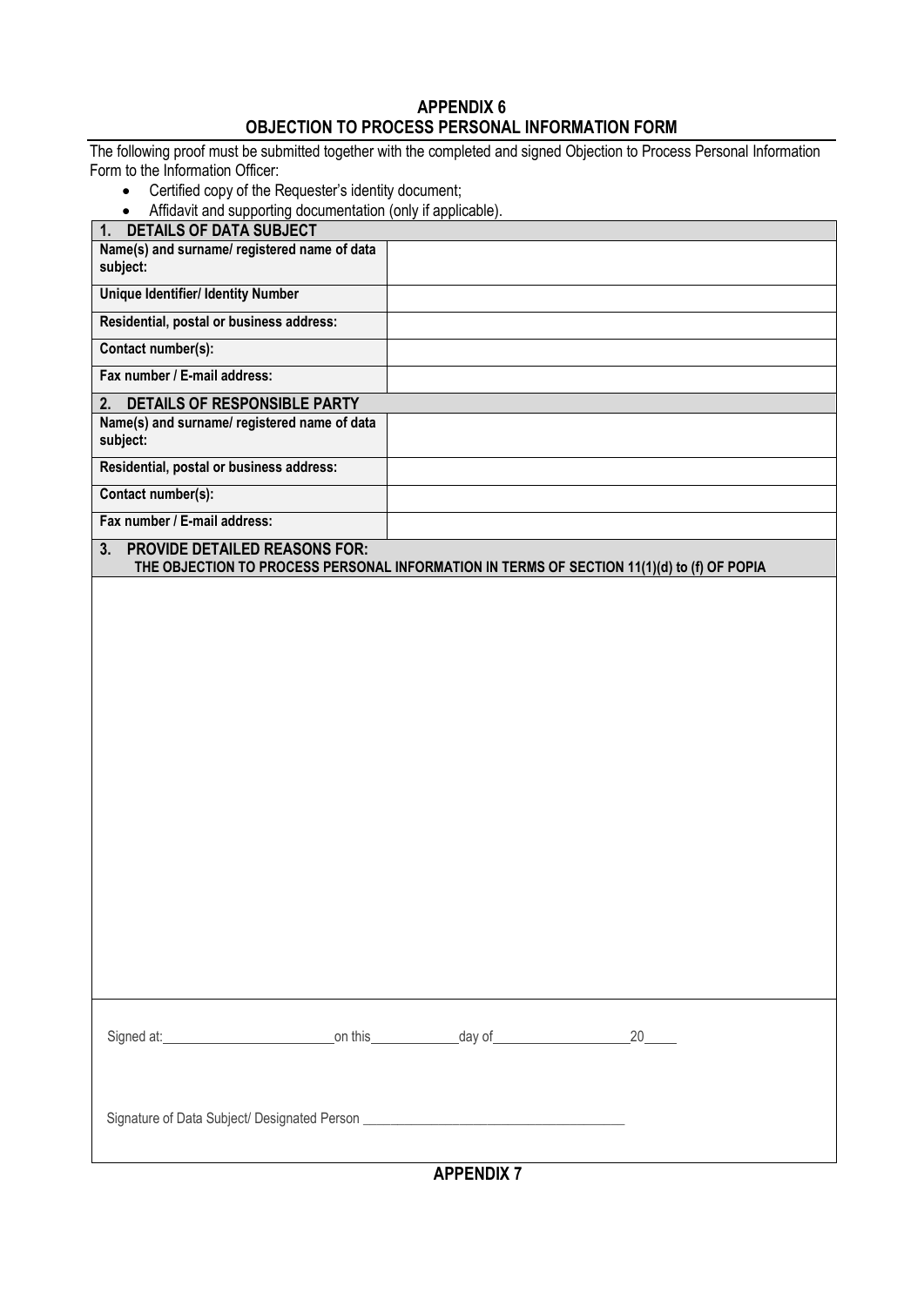## APPENDIX 6
## OBJECTION TO PROCESS PERSONAL INFORMATION FORM

The following proof must be submitted together with the completed and signed Objection to Process Personal Information Form to the Information Officer:

- Certified copy of the Requester's identity document;
- Affidavit and supporting documentation (only if applicable).

| **1. DETAILS OF DATA SUBJECT** | |
|---|---|
| **Name(s) and surname/ registered name of data subject:** | |
| **Unique Identifier/ Identity Number** | |
| **Residential, postal or business address:** | |
| **Contact number(s):** | |
| **Fax number / E-mail address:** | |
| **2. DETAILS OF RESPONSIBLE PARTY** | |
| **Name(s) and surname/ registered name of data subject:** | |
| **Residential, postal or business address:** | |
| **Contact number(s):** | |
| **Fax number / E-mail address:** | |

**3. PROVIDE DETAILED REASONS FOR:**
**THE OBJECTION TO PROCESS PERSONAL INFORMATION IN TERMS OF SECTION 11(1)(d) to (f) OF POPIA**

Signed at:_________________________on this_____________day of____________________20_____

Signature of Data Subject/ Designated Person _______________________________________

**APPENDIX 7**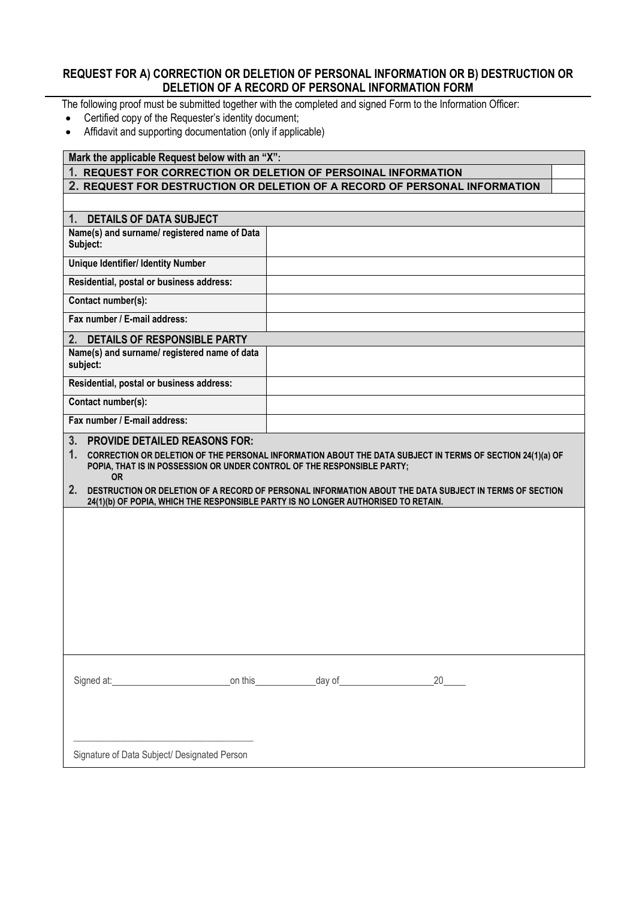## REQUEST FOR A) CORRECTION OR DELETION OF PERSONAL INFORMATION OR B) DESTRUCTION OR DELETION OF A RECORD OF PERSONAL INFORMATION FORM

The following proof must be submitted together with the completed and signed Form to the Information Officer:

- Certified copy of the Requester's identity document;
- Affidavit and supporting documentation (only if applicable)

| **Mark the applicable Request below with an "X":** | |
|---|---|
| **1. REQUEST FOR CORRECTION OR DELETION OF PERSOINAL INFORMATION** | |
| **2. REQUEST FOR DESTRUCTION OR DELETION OF A RECORD OF PERSONAL INFORMATION** | |

| | |
|---|---|
| **1. DETAILS OF DATA SUBJECT** | |
| **Name(s) and surname/ registered name of Data Subject:** | |
| **Unique Identifier/ Identity Number** | |
| **Residential, postal or business address:** | |
| **Contact number(s):** | |
| **Fax number / E-mail address:** | |
| **2. DETAILS OF RESPONSIBLE PARTY** | |
| **Name(s) and surname/ registered name of data subject:** | |
| **Residential, postal or business address:** | |
| **Contact number(s):** | |
| **Fax number / E-mail address:** | |

**3. PROVIDE DETAILED REASONS FOR:**

1. **CORRECTION OR DELETION OF THE PERSONAL INFORMATION ABOUT THE DATA SUBJECT IN TERMS OF SECTION 24(1)(a) OF POPIA, THAT IS IN POSSESSION OR UNDER CONTROL OF THE RESPONSIBLE PARTY;**
   **OR**
2. **DESTRUCTION OR DELETION OF A RECORD OF PERSONAL INFORMATION ABOUT THE DATA SUBJECT IN TERMS OF SECTION 24(1)(b) OF POPIA, WHICH THE RESPONSIBLE PARTY IS NO LONGER AUTHORISED TO RETAIN.**

Signed at:________________________on this____________day of___________________20_____

_____________________________________

Signature of Data Subject/ Designated Person